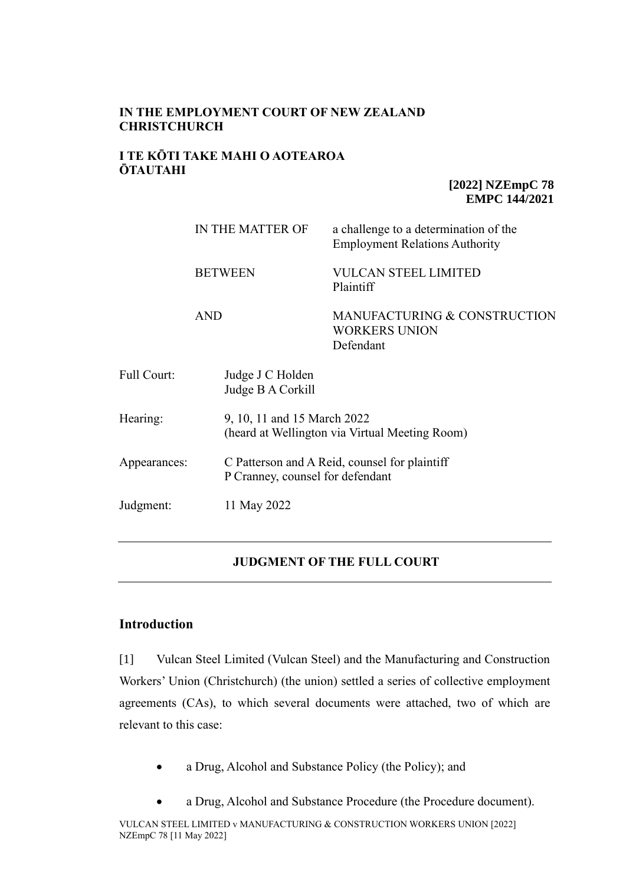**IN THE EMPLOYMENT COURT OF NEW ZEALAND CHRISTCHURCH**

**I TE KŌTI TAKE MAHI O AOTEAROA ŌTAUTAHI**

**[2022] NZEmpC 78**
**EMPC 144/2021**

| | |
|---|---|
| IN THE MATTER OF | a challenge to a determination of the Employment Relations Authority |
| BETWEEN | VULCAN STEEL LIMITED<br>Plaintiff |
| AND | MANUFACTURING & CONSTRUCTION WORKERS UNION<br>Defendant |

| | |
|---|---|
| Full Court: | Judge J C Holden<br>Judge B A Corkill |
| Hearing: | 9, 10, 11 and 15 March 2022<br>(heard at Wellington via Virtual Meeting Room) |
| Appearances: | C Patterson and A Reid, counsel for plaintiff<br>P Cranney, counsel for defendant |
| Judgment: | 11 May 2022 |

---

**JUDGMENT OF THE FULL COURT**

---

## Introduction

[1] Vulcan Steel Limited (Vulcan Steel) and the Manufacturing and Construction Workers' Union (Christchurch) (the union) settled a series of collective employment agreements (CAs), to which several documents were attached, two of which are relevant to this case:

- a Drug, Alcohol and Substance Policy (the Policy); and
- a Drug, Alcohol and Substance Procedure (the Procedure document).

VULCAN STEEL LIMITED v MANUFACTURING & CONSTRUCTION WORKERS UNION [2022] NZEmpC 78 [11 May 2022]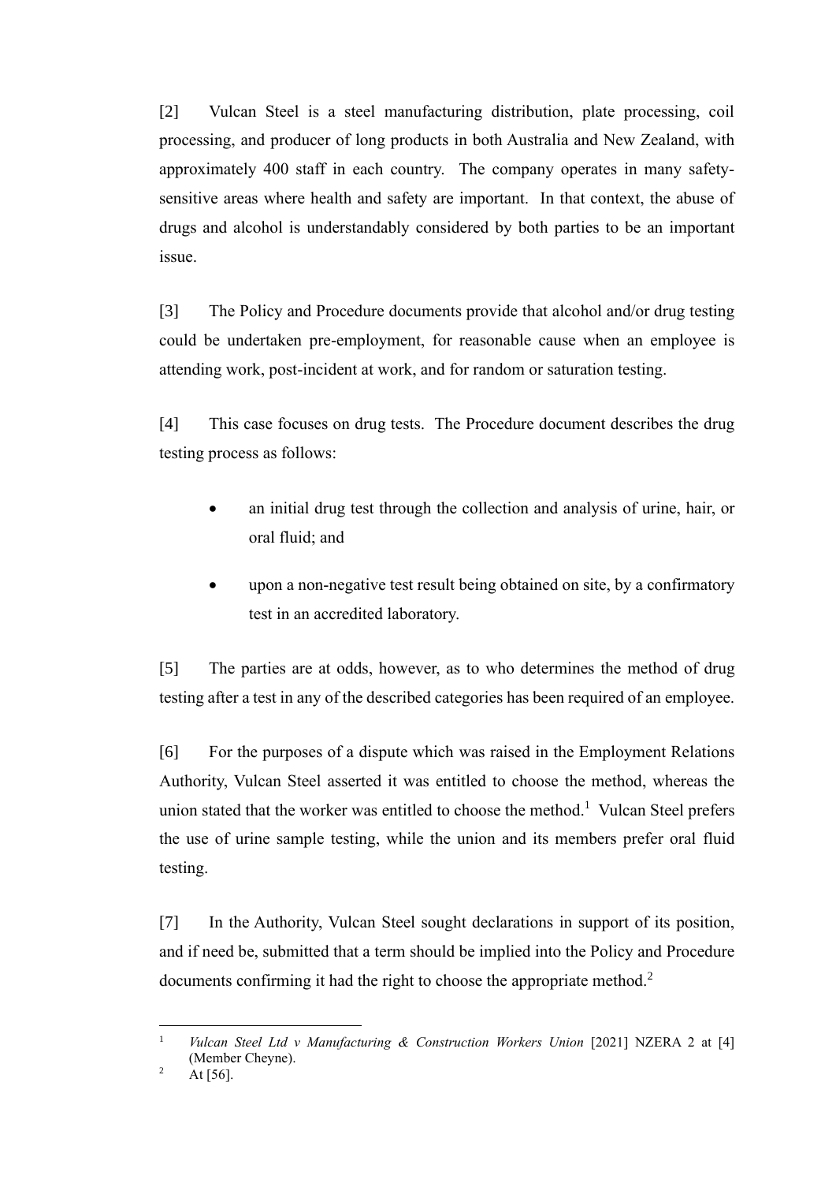[2] Vulcan Steel is a steel manufacturing distribution, plate processing, coil processing, and producer of long products in both Australia and New Zealand, with approximately 400 staff in each country. The company operates in many safety-sensitive areas where health and safety are important. In that context, the abuse of drugs and alcohol is understandably considered by both parties to be an important issue.

[3] The Policy and Procedure documents provide that alcohol and/or drug testing could be undertaken pre-employment, for reasonable cause when an employee is attending work, post-incident at work, and for random or saturation testing.

[4] This case focuses on drug tests. The Procedure document describes the drug testing process as follows:

- an initial drug test through the collection and analysis of urine, hair, or oral fluid; and
- upon a non-negative test result being obtained on site, by a confirmatory test in an accredited laboratory.

[5] The parties are at odds, however, as to who determines the method of drug testing after a test in any of the described categories has been required of an employee.

[6] For the purposes of a dispute which was raised in the Employment Relations Authority, Vulcan Steel asserted it was entitled to choose the method, whereas the union stated that the worker was entitled to choose the method.[1] Vulcan Steel prefers the use of urine sample testing, while the union and its members prefer oral fluid testing.

[7] In the Authority, Vulcan Steel sought declarations in support of its position, and if need be, submitted that a term should be implied into the Policy and Procedure documents confirming it had the right to choose the appropriate method.[2]

---

[1] *Vulcan Steel Ltd v Manufacturing & Construction Workers Union* [2021] NZERA 2 at [4] (Member Cheyne).

[2] At [56].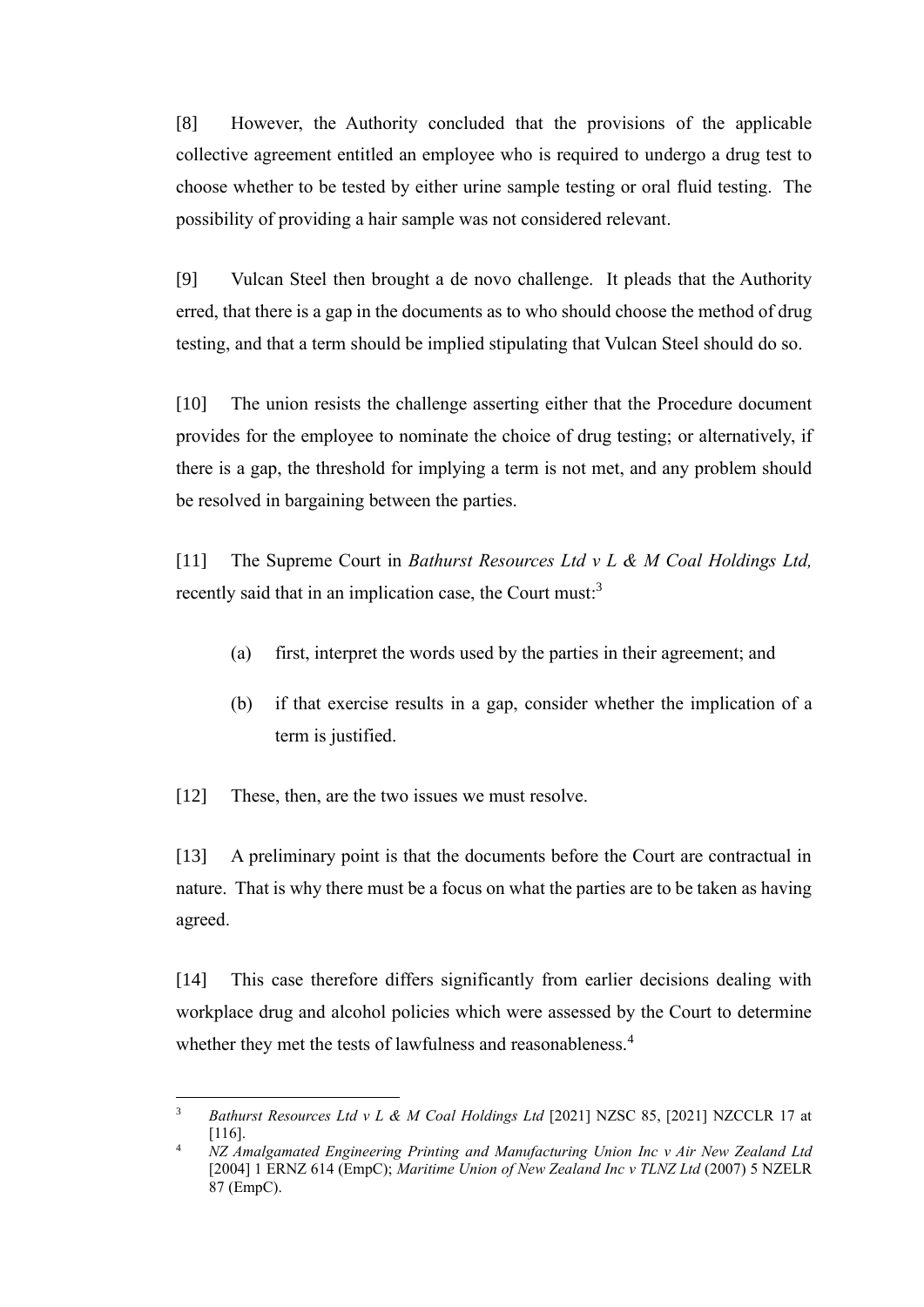[8] However, the Authority concluded that the provisions of the applicable collective agreement entitled an employee who is required to undergo a drug test to choose whether to be tested by either urine sample testing or oral fluid testing. The possibility of providing a hair sample was not considered relevant.

[9] Vulcan Steel then brought a de novo challenge. It pleads that the Authority erred, that there is a gap in the documents as to who should choose the method of drug testing, and that a term should be implied stipulating that Vulcan Steel should do so.

[10] The union resists the challenge asserting either that the Procedure document provides for the employee to nominate the choice of drug testing; or alternatively, if there is a gap, the threshold for implying a term is not met, and any problem should be resolved in bargaining between the parties.

[11] The Supreme Court in *Bathurst Resources Ltd v L & M Coal Holdings Ltd,* recently said that in an implication case, the Court must:[3]

(a) first, interpret the words used by the parties in their agreement; and

(b) if that exercise results in a gap, consider whether the implication of a term is justified.

[12] These, then, are the two issues we must resolve.

[13] A preliminary point is that the documents before the Court are contractual in nature. That is why there must be a focus on what the parties are to be taken as having agreed.

[14] This case therefore differs significantly from earlier decisions dealing with workplace drug and alcohol policies which were assessed by the Court to determine whether they met the tests of lawfulness and reasonableness.[4]

---

[3] *Bathurst Resources Ltd v L & M Coal Holdings Ltd* [2021] NZSC 85, [2021] NZCCLR 17 at [116].

[4] *NZ Amalgamated Engineering Printing and Manufacturing Union Inc v Air New Zealand Ltd* [2004] 1 ERNZ 614 (EmpC); *Maritime Union of New Zealand Inc v TLNZ Ltd* (2007) 5 NZELR 87 (EmpC).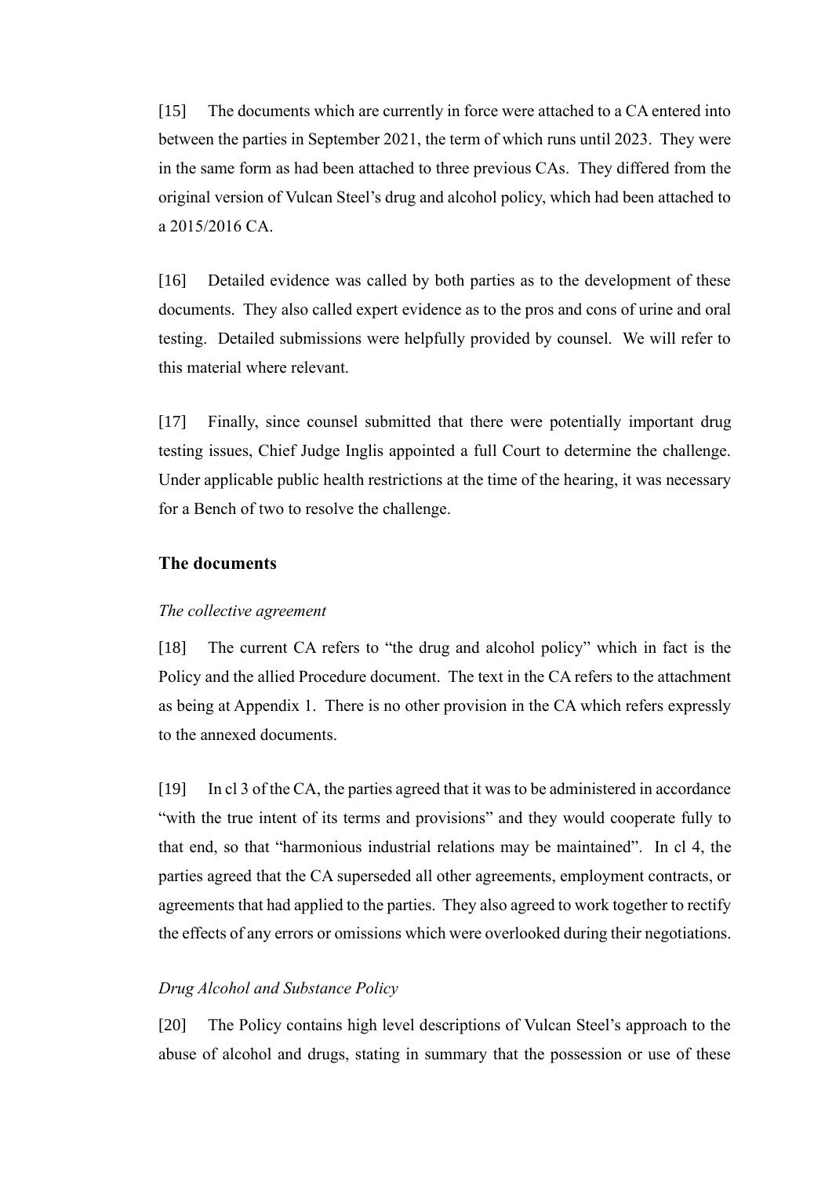[15] The documents which are currently in force were attached to a CA entered into between the parties in September 2021, the term of which runs until 2023. They were in the same form as had been attached to three previous CAs. They differed from the original version of Vulcan Steel's drug and alcohol policy, which had been attached to a 2015/2016 CA.

[16] Detailed evidence was called by both parties as to the development of these documents. They also called expert evidence as to the pros and cons of urine and oral testing. Detailed submissions were helpfully provided by counsel. We will refer to this material where relevant.

[17] Finally, since counsel submitted that there were potentially important drug testing issues, Chief Judge Inglis appointed a full Court to determine the challenge. Under applicable public health restrictions at the time of the hearing, it was necessary for a Bench of two to resolve the challenge.

## The documents

### *The collective agreement*

[18] The current CA refers to "the drug and alcohol policy" which in fact is the Policy and the allied Procedure document. The text in the CA refers to the attachment as being at Appendix 1. There is no other provision in the CA which refers expressly to the annexed documents.

[19] In cl 3 of the CA, the parties agreed that it was to be administered in accordance "with the true intent of its terms and provisions" and they would cooperate fully to that end, so that "harmonious industrial relations may be maintained". In cl 4, the parties agreed that the CA superseded all other agreements, employment contracts, or agreements that had applied to the parties. They also agreed to work together to rectify the effects of any errors or omissions which were overlooked during their negotiations.

### *Drug Alcohol and Substance Policy*

[20] The Policy contains high level descriptions of Vulcan Steel's approach to the abuse of alcohol and drugs, stating in summary that the possession or use of these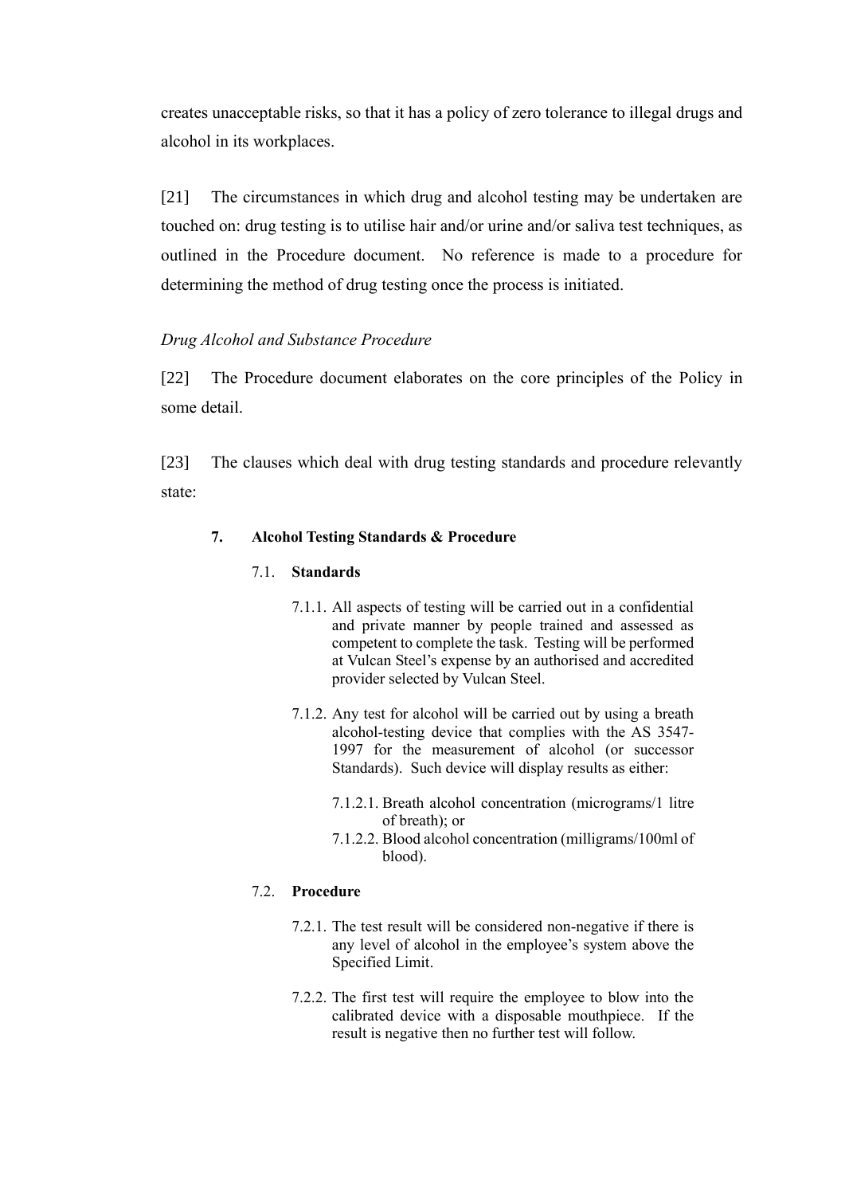creates unacceptable risks, so that it has a policy of zero tolerance to illegal drugs and alcohol in its workplaces.

[21] The circumstances in which drug and alcohol testing may be undertaken are touched on: drug testing is to utilise hair and/or urine and/or saliva test techniques, as outlined in the Procedure document. No reference is made to a procedure for determining the method of drug testing once the process is initiated.

*Drug Alcohol and Substance Procedure*

[22] The Procedure document elaborates on the core principles of the Policy in some detail.

[23] The clauses which deal with drug testing standards and procedure relevantly state:

> **7. Alcohol Testing Standards & Procedure**
>
> 7.1. **Standards**
>
> 7.1.1. All aspects of testing will be carried out in a confidential and private manner by people trained and assessed as competent to complete the task. Testing will be performed at Vulcan Steel's expense by an authorised and accredited provider selected by Vulcan Steel.
>
> 7.1.2. Any test for alcohol will be carried out by using a breath alcohol-testing device that complies with the AS 3547-1997 for the measurement of alcohol (or successor Standards). Such device will display results as either:
>
> 7.1.2.1. Breath alcohol concentration (micrograms/1 litre of breath); or
>
> 7.1.2.2. Blood alcohol concentration (milligrams/100ml of blood).
>
> 7.2. **Procedure**
>
> 7.2.1. The test result will be considered non-negative if there is any level of alcohol in the employee's system above the Specified Limit.
>
> 7.2.2. The first test will require the employee to blow into the calibrated device with a disposable mouthpiece. If the result is negative then no further test will follow.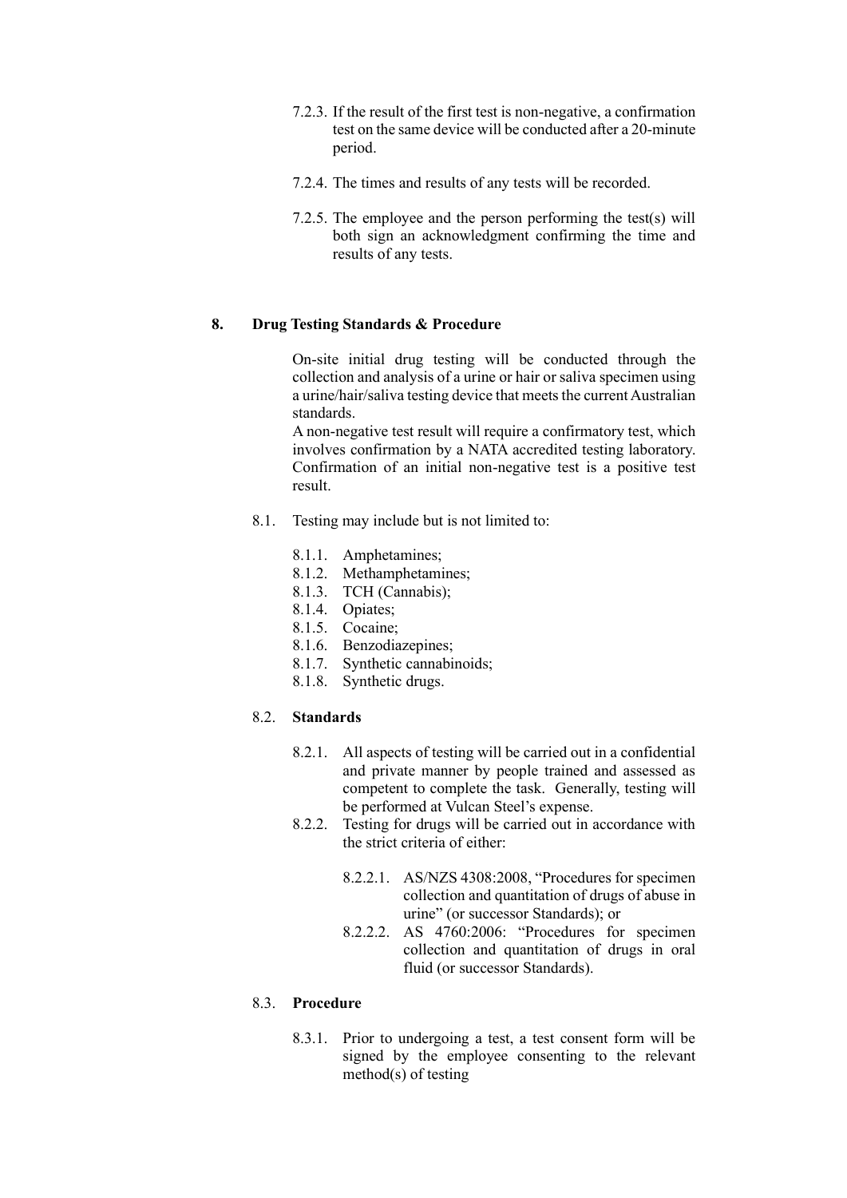7.2.3. If the result of the first test is non-negative, a confirmation test on the same device will be conducted after a 20-minute period.

7.2.4. The times and results of any tests will be recorded.

7.2.5. The employee and the person performing the test(s) will both sign an acknowledgment confirming the time and results of any tests.

## 8. Drug Testing Standards & Procedure

On-site initial drug testing will be conducted through the collection and analysis of a urine or hair or saliva specimen using a urine/hair/saliva testing device that meets the current Australian standards.
A non-negative test result will require a confirmatory test, which involves confirmation by a NATA accredited testing laboratory. Confirmation of an initial non-negative test is a positive test result.

8.1. Testing may include but is not limited to:

- 8.1.1. Amphetamines;
- 8.1.2. Methamphetamines;
- 8.1.3. TCH (Cannabis);
- 8.1.4. Opiates;
- 8.1.5. Cocaine;
- 8.1.6. Benzodiazepines;
- 8.1.7. Synthetic cannabinoids;
- 8.1.8. Synthetic drugs.

### 8.2. Standards

8.2.1. All aspects of testing will be carried out in a confidential and private manner by people trained and assessed as competent to complete the task. Generally, testing will be performed at Vulcan Steel's expense.

8.2.2. Testing for drugs will be carried out in accordance with the strict criteria of either:

- 8.2.2.1. AS/NZS 4308:2008, "Procedures for specimen collection and quantitation of drugs of abuse in urine" (or successor Standards); or
- 8.2.2.2. AS 4760:2006: "Procedures for specimen collection and quantitation of drugs in oral fluid (or successor Standards).

### 8.3. Procedure

8.3.1. Prior to undergoing a test, a test consent form will be signed by the employee consenting to the relevant method(s) of testing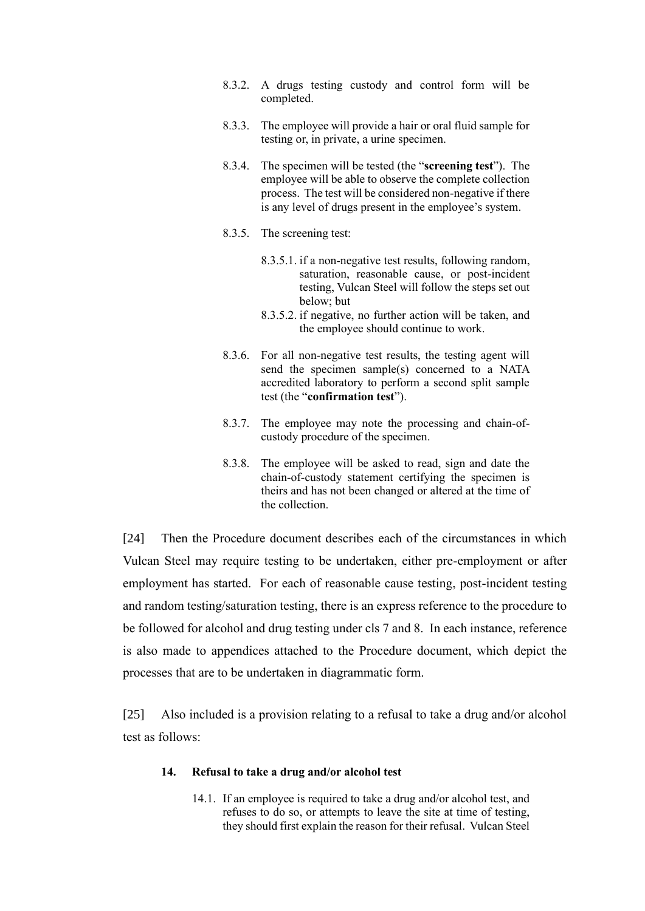> 8.3.2. A drugs testing custody and control form will be completed.
>
> 8.3.3. The employee will provide a hair or oral fluid sample for testing or, in private, a urine specimen.
>
> 8.3.4. The specimen will be tested (the "**screening test**"). The employee will be able to observe the complete collection process. The test will be considered non-negative if there is any level of drugs present in the employee's system.
>
> 8.3.5. The screening test:
>
> > 8.3.5.1. if a non-negative test results, following random, saturation, reasonable cause, or post-incident testing, Vulcan Steel will follow the steps set out below; but
> >
> > 8.3.5.2. if negative, no further action will be taken, and the employee should continue to work.
>
> 8.3.6. For all non-negative test results, the testing agent will send the specimen sample(s) concerned to a NATA accredited laboratory to perform a second split sample test (the "**confirmation test**").
>
> 8.3.7. The employee may note the processing and chain-of-custody procedure of the specimen.
>
> 8.3.8. The employee will be asked to read, sign and date the chain-of-custody statement certifying the specimen is theirs and has not been changed or altered at the time of the collection.

[24] Then the Procedure document describes each of the circumstances in which Vulcan Steel may require testing to be undertaken, either pre-employment or after employment has started. For each of reasonable cause testing, post-incident testing and random testing/saturation testing, there is an express reference to the procedure to be followed for alcohol and drug testing under cls 7 and 8. In each instance, reference is also made to appendices attached to the Procedure document, which depict the processes that are to be undertaken in diagrammatic form.

[25] Also included is a provision relating to a refusal to take a drug and/or alcohol test as follows:

> **14. Refusal to take a drug and/or alcohol test**
>
> 14.1. If an employee is required to take a drug and/or alcohol test, and refuses to do so, or attempts to leave the site at time of testing, they should first explain the reason for their refusal. Vulcan Steel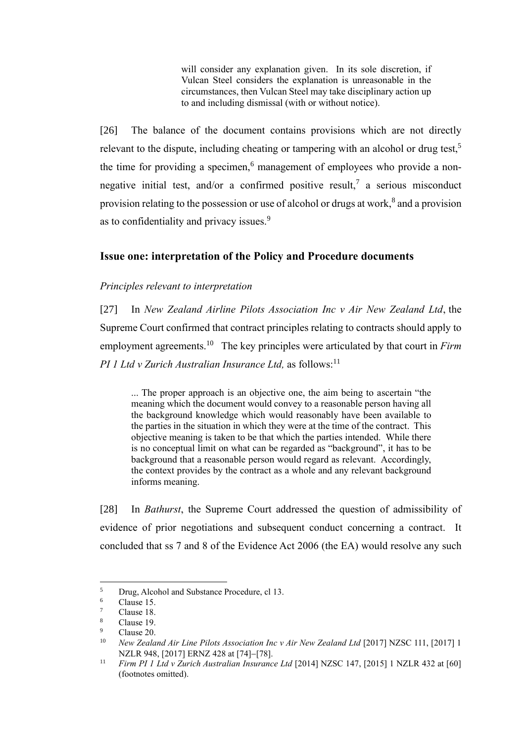> will consider any explanation given. In its sole discretion, if Vulcan Steel considers the explanation is unreasonable in the circumstances, then Vulcan Steel may take disciplinary action up to and including dismissal (with or without notice).

[26] The balance of the document contains provisions which are not directly relevant to the dispute, including cheating or tampering with an alcohol or drug test,[5] the time for providing a specimen,[6] management of employees who provide a non-negative initial test, and/or a confirmed positive result,[7] a serious misconduct provision relating to the possession or use of alcohol or drugs at work,[8] and a provision as to confidentiality and privacy issues.[9]

## Issue one: interpretation of the Policy and Procedure documents

### *Principles relevant to interpretation*

[27] In *New Zealand Airline Pilots Association Inc v Air New Zealand Ltd*, the Supreme Court confirmed that contract principles relating to contracts should apply to employment agreements.[10] The key principles were articulated by that court in *Firm PI 1 Ltd v Zurich Australian Insurance Ltd,* as follows:[11]

> ... The proper approach is an objective one, the aim being to ascertain "the meaning which the document would convey to a reasonable person having all the background knowledge which would reasonably have been available to the parties in the situation in which they were at the time of the contract. This objective meaning is taken to be that which the parties intended. While there is no conceptual limit on what can be regarded as "background", it has to be background that a reasonable person would regard as relevant. Accordingly, the context provides by the contract as a whole and any relevant background informs meaning.

[28] In *Bathurst*, the Supreme Court addressed the question of admissibility of evidence of prior negotiations and subsequent conduct concerning a contract. It concluded that ss 7 and 8 of the Evidence Act 2006 (the EA) would resolve any such

---

[5] Drug, Alcohol and Substance Procedure, cl 13.

[6] Clause 15.

[7] Clause 18.

[8] Clause 19.

[9] Clause 20.

[10] *New Zealand Air Line Pilots Association Inc v Air New Zealand Ltd* [2017] NZSC 111, [2017] 1 NZLR 948, [2017] ERNZ 428 at [74]–[78].

[11] *Firm PI 1 Ltd v Zurich Australian Insurance Ltd* [2014] NZSC 147, [2015] 1 NZLR 432 at [60] (footnotes omitted).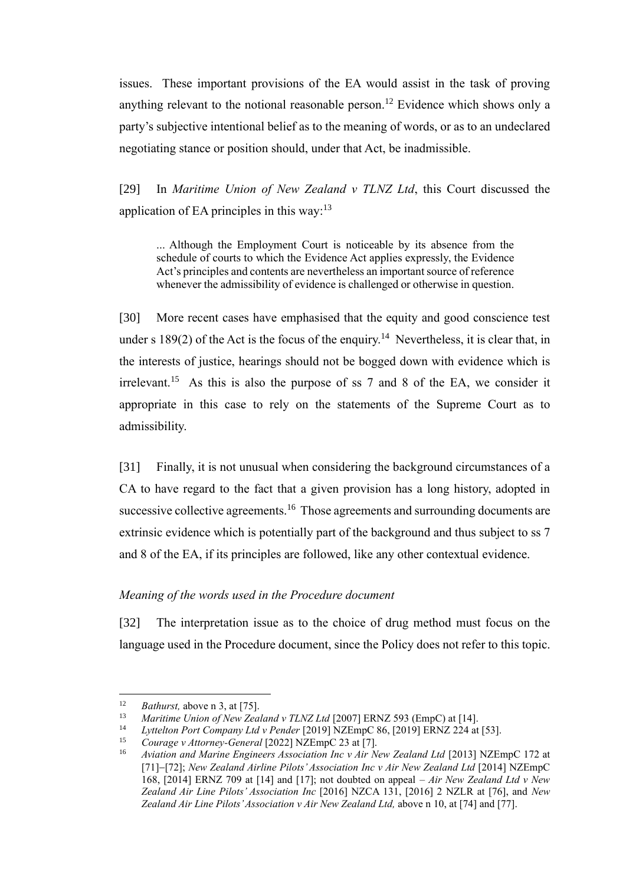issues. These important provisions of the EA would assist in the task of proving anything relevant to the notional reasonable person.[12] Evidence which shows only a party's subjective intentional belief as to the meaning of words, or as to an undeclared negotiating stance or position should, under that Act, be inadmissible.

[29] In *Maritime Union of New Zealand v TLNZ Ltd*, this Court discussed the application of EA principles in this way:[13]

> ... Although the Employment Court is noticeable by its absence from the schedule of courts to which the Evidence Act applies expressly, the Evidence Act's principles and contents are nevertheless an important source of reference whenever the admissibility of evidence is challenged or otherwise in question.

[30] More recent cases have emphasised that the equity and good conscience test under s 189(2) of the Act is the focus of the enquiry.[14] Nevertheless, it is clear that, in the interests of justice, hearings should not be bogged down with evidence which is irrelevant.[15] As this is also the purpose of ss 7 and 8 of the EA, we consider it appropriate in this case to rely on the statements of the Supreme Court as to admissibility.

[31] Finally, it is not unusual when considering the background circumstances of a CA to have regard to the fact that a given provision has a long history, adopted in successive collective agreements.[16] Those agreements and surrounding documents are extrinsic evidence which is potentially part of the background and thus subject to ss 7 and 8 of the EA, if its principles are followed, like any other contextual evidence.

### *Meaning of the words used in the Procedure document*

[32] The interpretation issue as to the choice of drug method must focus on the language used in the Procedure document, since the Policy does not refer to this topic.

---

[12] *Bathurst,* above n 3, at [75].

[13] *Maritime Union of New Zealand v TLNZ Ltd* [2007] ERNZ 593 (EmpC) at [14].

[14] *Lyttelton Port Company Ltd v Pender* [2019] NZEmpC 86, [2019] ERNZ 224 at [53].

[15] *Courage v Attorney-General* [2022] NZEmpC 23 at [7].

[16] *Aviation and Marine Engineers Association Inc v Air New Zealand Ltd* [2013] NZEmpC 172 at [71]–[72]; *New Zealand Airline Pilots' Association Inc v Air New Zealand Ltd* [2014] NZEmpC 168, [2014] ERNZ 709 at [14] and [17]; not doubted on appeal – *Air New Zealand Ltd v New Zealand Air Line Pilots' Association Inc* [2016] NZCA 131, [2016] 2 NZLR at [76], and *New Zealand Air Line Pilots' Association v Air New Zealand Ltd,* above n 10, at [74] and [77].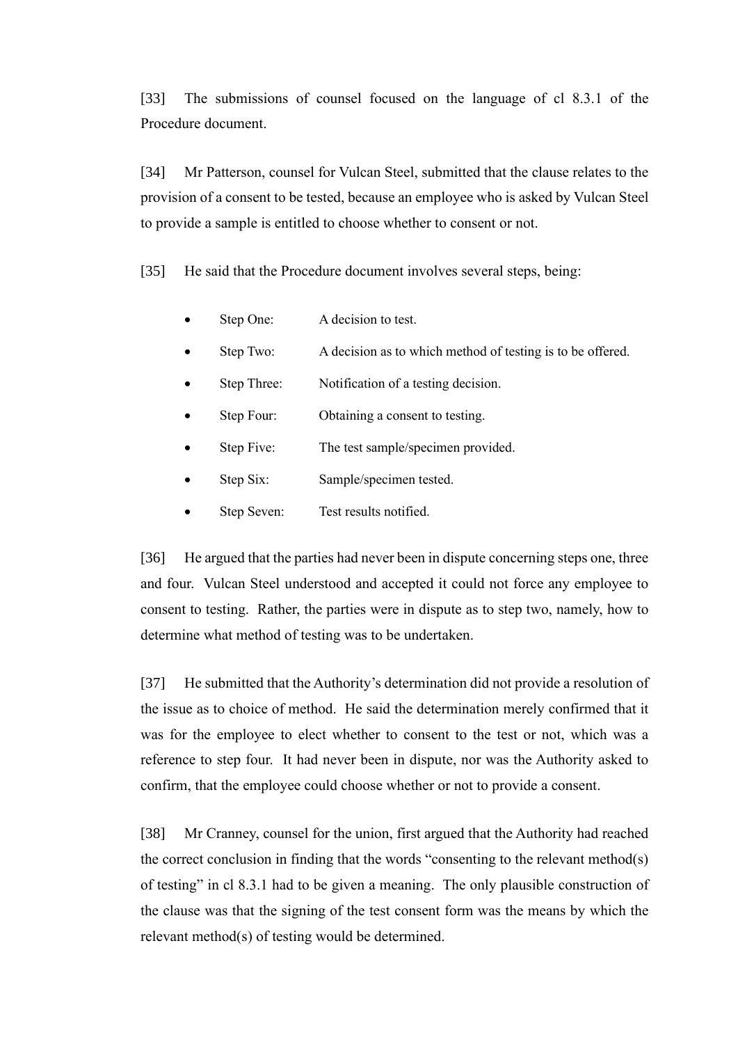[33] The submissions of counsel focused on the language of cl 8.3.1 of the Procedure document.

[34] Mr Patterson, counsel for Vulcan Steel, submitted that the clause relates to the provision of a consent to be tested, because an employee who is asked by Vulcan Steel to provide a sample is entitled to choose whether to consent or not.

[35] He said that the Procedure document involves several steps, being:

- Step One: A decision to test.
- Step Two: A decision as to which method of testing is to be offered.
- Step Three: Notification of a testing decision.
- Step Four: Obtaining a consent to testing.
- Step Five: The test sample/specimen provided.
- Step Six: Sample/specimen tested.
- Step Seven: Test results notified.

[36] He argued that the parties had never been in dispute concerning steps one, three and four. Vulcan Steel understood and accepted it could not force any employee to consent to testing. Rather, the parties were in dispute as to step two, namely, how to determine what method of testing was to be undertaken.

[37] He submitted that the Authority's determination did not provide a resolution of the issue as to choice of method. He said the determination merely confirmed that it was for the employee to elect whether to consent to the test or not, which was a reference to step four. It had never been in dispute, nor was the Authority asked to confirm, that the employee could choose whether or not to provide a consent.

[38] Mr Cranney, counsel for the union, first argued that the Authority had reached the correct conclusion in finding that the words "consenting to the relevant method(s) of testing" in cl 8.3.1 had to be given a meaning. The only plausible construction of the clause was that the signing of the test consent form was the means by which the relevant method(s) of testing would be determined.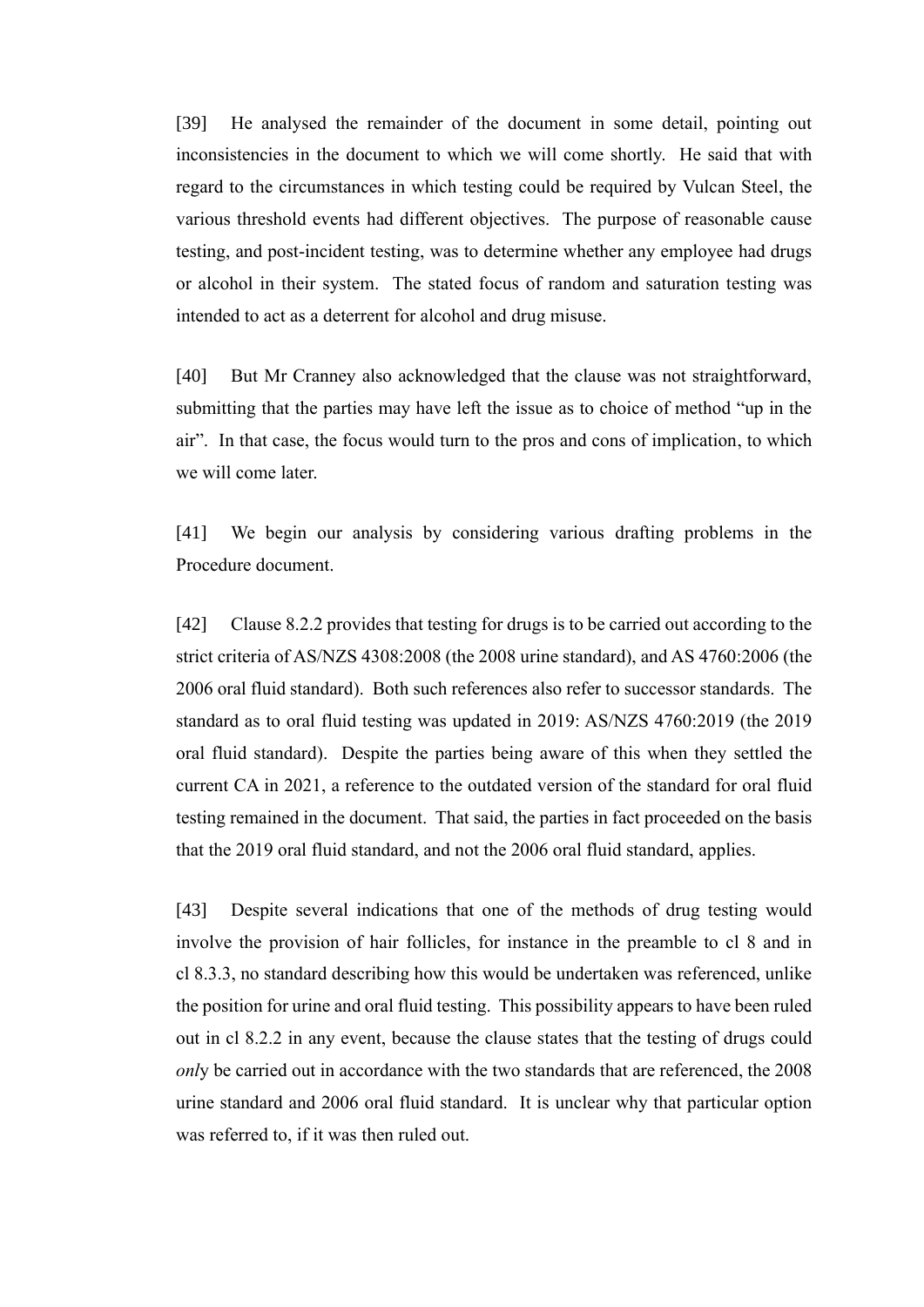[39] He analysed the remainder of the document in some detail, pointing out inconsistencies in the document to which we will come shortly. He said that with regard to the circumstances in which testing could be required by Vulcan Steel, the various threshold events had different objectives. The purpose of reasonable cause testing, and post-incident testing, was to determine whether any employee had drugs or alcohol in their system. The stated focus of random and saturation testing was intended to act as a deterrent for alcohol and drug misuse.

[40] But Mr Cranney also acknowledged that the clause was not straightforward, submitting that the parties may have left the issue as to choice of method "up in the air". In that case, the focus would turn to the pros and cons of implication, to which we will come later.

[41] We begin our analysis by considering various drafting problems in the Procedure document.

[42] Clause 8.2.2 provides that testing for drugs is to be carried out according to the strict criteria of AS/NZS 4308:2008 (the 2008 urine standard), and AS 4760:2006 (the 2006 oral fluid standard). Both such references also refer to successor standards. The standard as to oral fluid testing was updated in 2019: AS/NZS 4760:2019 (the 2019 oral fluid standard). Despite the parties being aware of this when they settled the current CA in 2021, a reference to the outdated version of the standard for oral fluid testing remained in the document. That said, the parties in fact proceeded on the basis that the 2019 oral fluid standard, and not the 2006 oral fluid standard, applies.

[43] Despite several indications that one of the methods of drug testing would involve the provision of hair follicles, for instance in the preamble to cl 8 and in cl 8.3.3, no standard describing how this would be undertaken was referenced, unlike the position for urine and oral fluid testing. This possibility appears to have been ruled out in cl 8.2.2 in any event, because the clause states that the testing of drugs could *onl*y be carried out in accordance with the two standards that are referenced, the 2008 urine standard and 2006 oral fluid standard. It is unclear why that particular option was referred to, if it was then ruled out.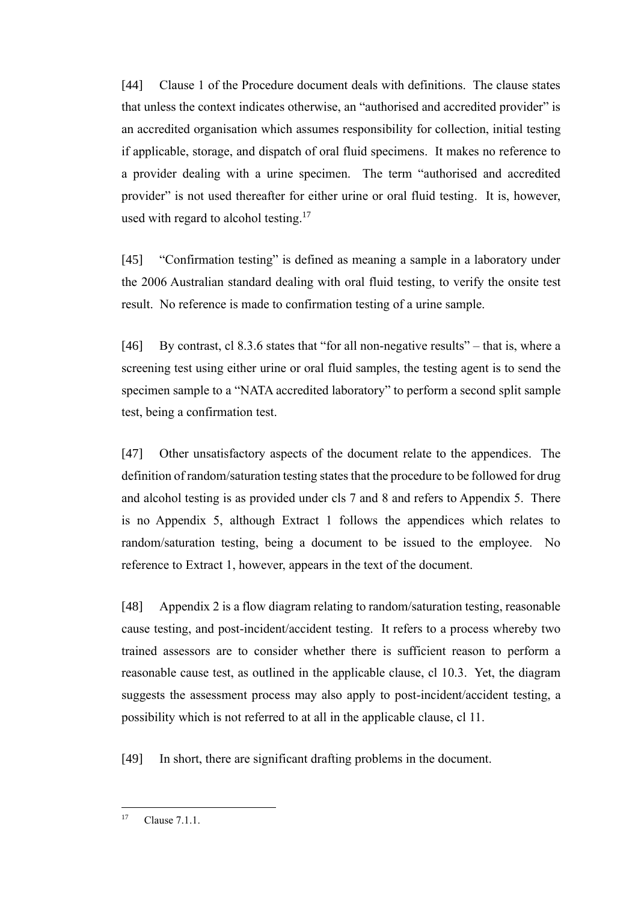[44] Clause 1 of the Procedure document deals with definitions. The clause states that unless the context indicates otherwise, an "authorised and accredited provider" is an accredited organisation which assumes responsibility for collection, initial testing if applicable, storage, and dispatch of oral fluid specimens. It makes no reference to a provider dealing with a urine specimen. The term "authorised and accredited provider" is not used thereafter for either urine or oral fluid testing. It is, however, used with regard to alcohol testing.[17]

[45] "Confirmation testing" is defined as meaning a sample in a laboratory under the 2006 Australian standard dealing with oral fluid testing, to verify the onsite test result. No reference is made to confirmation testing of a urine sample.

[46] By contrast, cl 8.3.6 states that "for all non-negative results" – that is, where a screening test using either urine or oral fluid samples, the testing agent is to send the specimen sample to a "NATA accredited laboratory" to perform a second split sample test, being a confirmation test.

[47] Other unsatisfactory aspects of the document relate to the appendices. The definition of random/saturation testing states that the procedure to be followed for drug and alcohol testing is as provided under cls 7 and 8 and refers to Appendix 5. There is no Appendix 5, although Extract 1 follows the appendices which relates to random/saturation testing, being a document to be issued to the employee. No reference to Extract 1, however, appears in the text of the document.

[48] Appendix 2 is a flow diagram relating to random/saturation testing, reasonable cause testing, and post-incident/accident testing. It refers to a process whereby two trained assessors are to consider whether there is sufficient reason to perform a reasonable cause test, as outlined in the applicable clause, cl 10.3. Yet, the diagram suggests the assessment process may also apply to post-incident/accident testing, a possibility which is not referred to at all in the applicable clause, cl 11.

[49] In short, there are significant drafting problems in the document.

---

[17] Clause 7.1.1.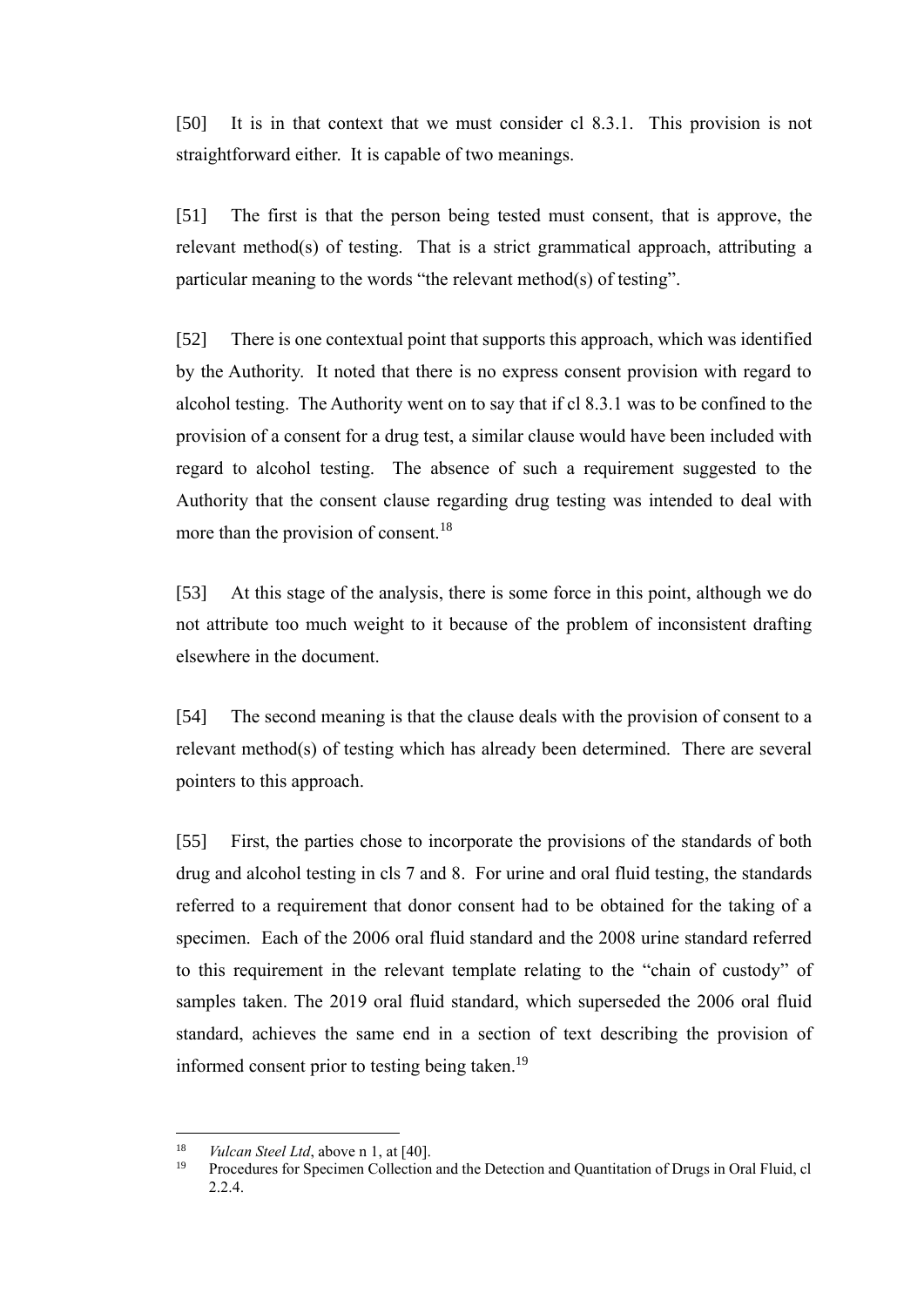[50] It is in that context that we must consider cl 8.3.1. This provision is not straightforward either. It is capable of two meanings.

[51] The first is that the person being tested must consent, that is approve, the relevant method(s) of testing. That is a strict grammatical approach, attributing a particular meaning to the words "the relevant method(s) of testing".

[52] There is one contextual point that supports this approach, which was identified by the Authority. It noted that there is no express consent provision with regard to alcohol testing. The Authority went on to say that if cl 8.3.1 was to be confined to the provision of a consent for a drug test, a similar clause would have been included with regard to alcohol testing. The absence of such a requirement suggested to the Authority that the consent clause regarding drug testing was intended to deal with more than the provision of consent.[18]

[53] At this stage of the analysis, there is some force in this point, although we do not attribute too much weight to it because of the problem of inconsistent drafting elsewhere in the document.

[54] The second meaning is that the clause deals with the provision of consent to a relevant method(s) of testing which has already been determined. There are several pointers to this approach.

[55] First, the parties chose to incorporate the provisions of the standards of both drug and alcohol testing in cls 7 and 8. For urine and oral fluid testing, the standards referred to a requirement that donor consent had to be obtained for the taking of a specimen. Each of the 2006 oral fluid standard and the 2008 urine standard referred to this requirement in the relevant template relating to the "chain of custody" of samples taken. The 2019 oral fluid standard, which superseded the 2006 oral fluid standard, achieves the same end in a section of text describing the provision of informed consent prior to testing being taken.[19]

---

[18] *Vulcan Steel Ltd*, above n 1, at [40].

[19] Procedures for Specimen Collection and the Detection and Quantitation of Drugs in Oral Fluid, cl 2.2.4.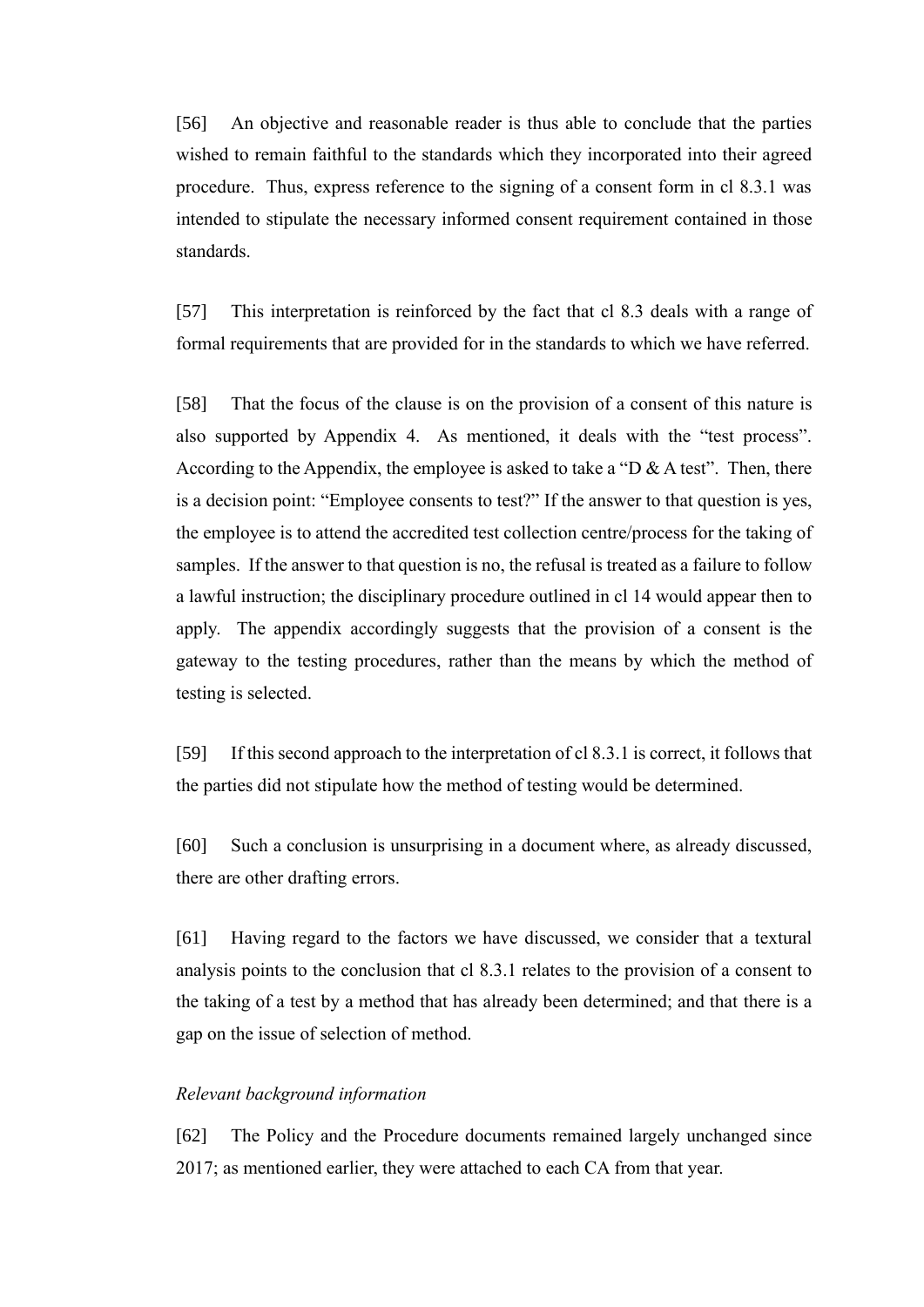[56] An objective and reasonable reader is thus able to conclude that the parties wished to remain faithful to the standards which they incorporated into their agreed procedure. Thus, express reference to the signing of a consent form in cl 8.3.1 was intended to stipulate the necessary informed consent requirement contained in those standards.

[57] This interpretation is reinforced by the fact that cl 8.3 deals with a range of formal requirements that are provided for in the standards to which we have referred.

[58] That the focus of the clause is on the provision of a consent of this nature is also supported by Appendix 4. As mentioned, it deals with the "test process". According to the Appendix, the employee is asked to take a "D & A test". Then, there is a decision point: "Employee consents to test?" If the answer to that question is yes, the employee is to attend the accredited test collection centre/process for the taking of samples. If the answer to that question is no, the refusal is treated as a failure to follow a lawful instruction; the disciplinary procedure outlined in cl 14 would appear then to apply. The appendix accordingly suggests that the provision of a consent is the gateway to the testing procedures, rather than the means by which the method of testing is selected.

[59] If this second approach to the interpretation of cl 8.3.1 is correct, it follows that the parties did not stipulate how the method of testing would be determined.

[60] Such a conclusion is unsurprising in a document where, as already discussed, there are other drafting errors.

[61] Having regard to the factors we have discussed, we consider that a textural analysis points to the conclusion that cl 8.3.1 relates to the provision of a consent to the taking of a test by a method that has already been determined; and that there is a gap on the issue of selection of method.

*Relevant background information*

[62] The Policy and the Procedure documents remained largely unchanged since 2017; as mentioned earlier, they were attached to each CA from that year.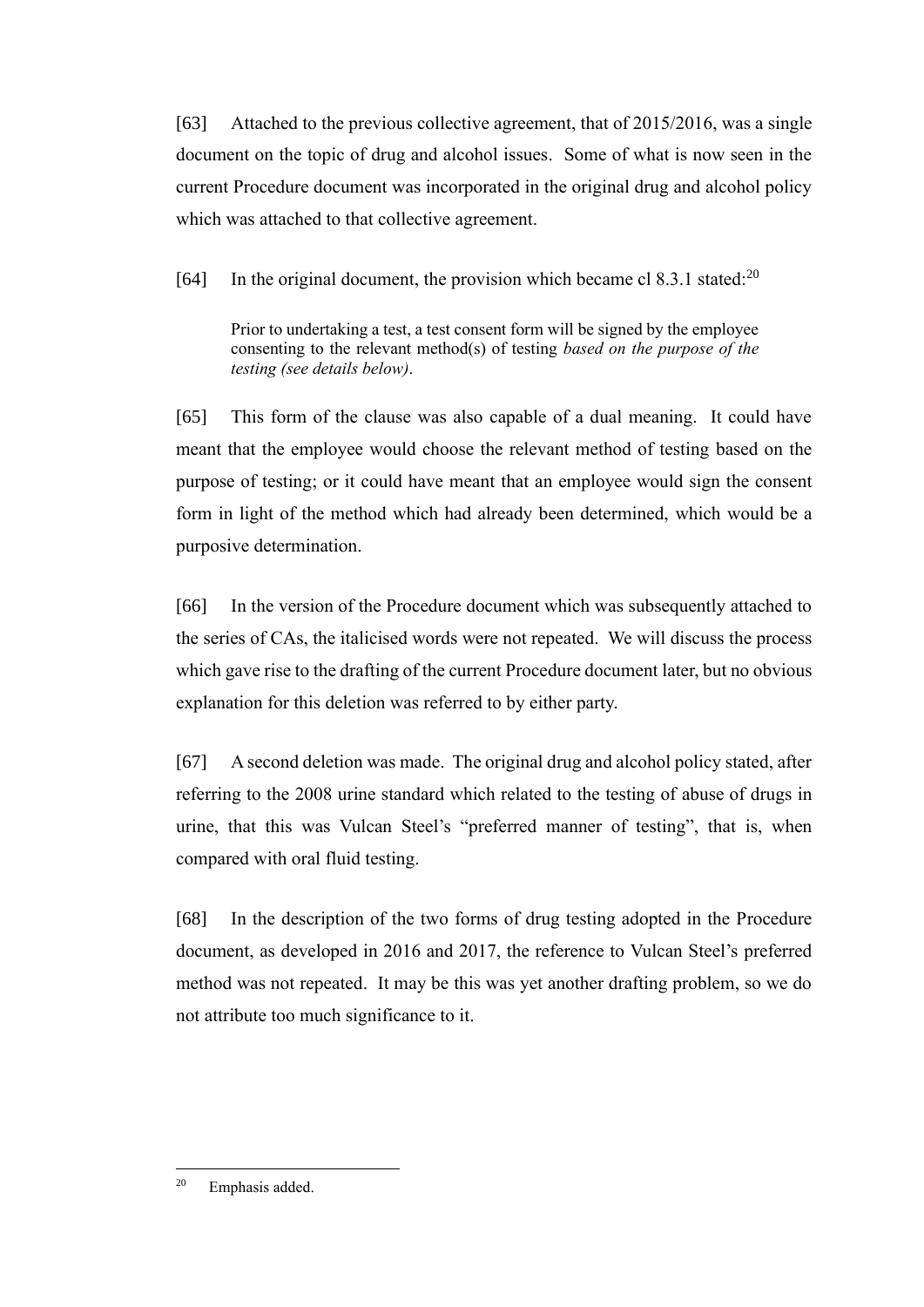[63] Attached to the previous collective agreement, that of 2015/2016, was a single document on the topic of drug and alcohol issues. Some of what is now seen in the current Procedure document was incorporated in the original drug and alcohol policy which was attached to that collective agreement.

[64] In the original document, the provision which became cl 8.3.1 stated:[20]

> Prior to undertaking a test, a test consent form will be signed by the employee consenting to the relevant method(s) of testing *based on the purpose of the testing (see details below)*.

[65] This form of the clause was also capable of a dual meaning. It could have meant that the employee would choose the relevant method of testing based on the purpose of testing; or it could have meant that an employee would sign the consent form in light of the method which had already been determined, which would be a purposive determination.

[66] In the version of the Procedure document which was subsequently attached to the series of CAs, the italicised words were not repeated. We will discuss the process which gave rise to the drafting of the current Procedure document later, but no obvious explanation for this deletion was referred to by either party.

[67] A second deletion was made. The original drug and alcohol policy stated, after referring to the 2008 urine standard which related to the testing of abuse of drugs in urine, that this was Vulcan Steel's "preferred manner of testing", that is, when compared with oral fluid testing.

[68] In the description of the two forms of drug testing adopted in the Procedure document, as developed in 2016 and 2017, the reference to Vulcan Steel's preferred method was not repeated. It may be this was yet another drafting problem, so we do not attribute too much significance to it.

---

[20] Emphasis added.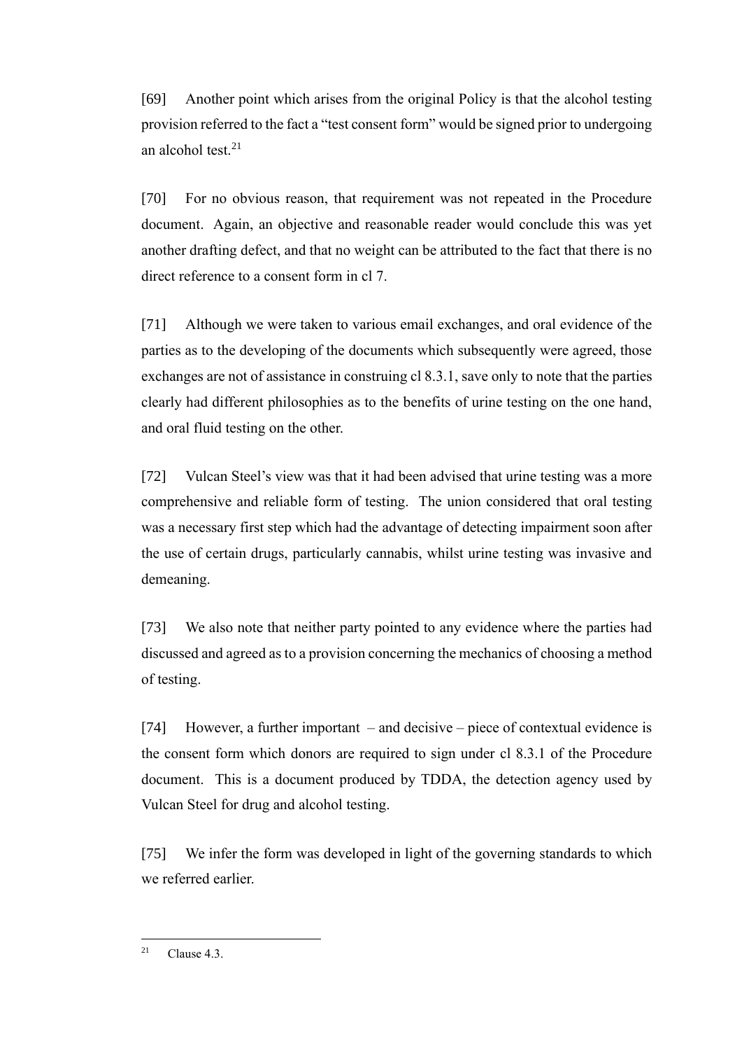[69] Another point which arises from the original Policy is that the alcohol testing provision referred to the fact a "test consent form" would be signed prior to undergoing an alcohol test.[21]

[70] For no obvious reason, that requirement was not repeated in the Procedure document. Again, an objective and reasonable reader would conclude this was yet another drafting defect, and that no weight can be attributed to the fact that there is no direct reference to a consent form in cl 7.

[71] Although we were taken to various email exchanges, and oral evidence of the parties as to the developing of the documents which subsequently were agreed, those exchanges are not of assistance in construing cl 8.3.1, save only to note that the parties clearly had different philosophies as to the benefits of urine testing on the one hand, and oral fluid testing on the other.

[72] Vulcan Steel's view was that it had been advised that urine testing was a more comprehensive and reliable form of testing. The union considered that oral testing was a necessary first step which had the advantage of detecting impairment soon after the use of certain drugs, particularly cannabis, whilst urine testing was invasive and demeaning.

[73] We also note that neither party pointed to any evidence where the parties had discussed and agreed as to a provision concerning the mechanics of choosing a method of testing.

[74] However, a further important – and decisive – piece of contextual evidence is the consent form which donors are required to sign under cl 8.3.1 of the Procedure document. This is a document produced by TDDA, the detection agency used by Vulcan Steel for drug and alcohol testing.

[75] We infer the form was developed in light of the governing standards to which we referred earlier.

[21] Clause 4.3.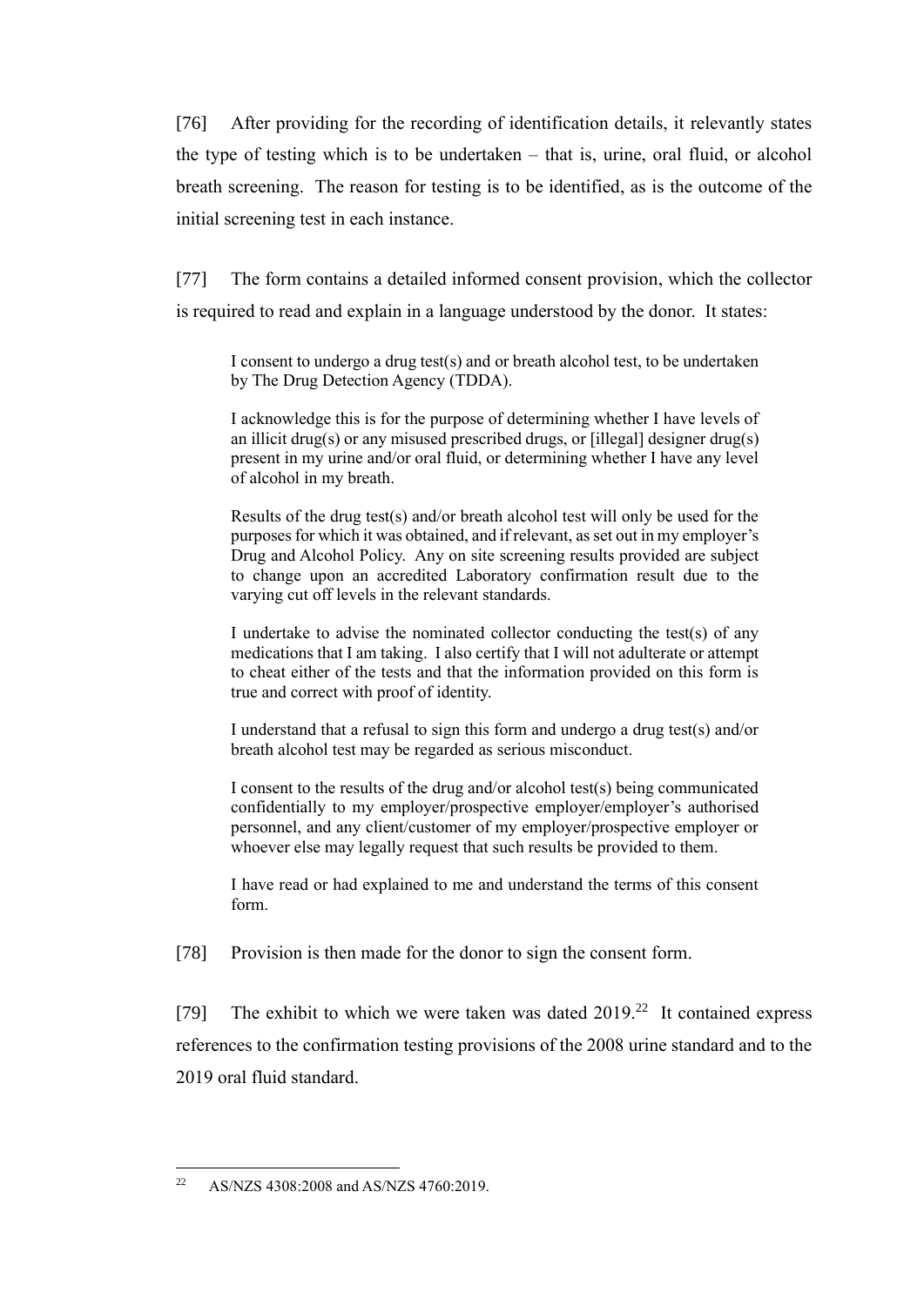[76] After providing for the recording of identification details, it relevantly states the type of testing which is to be undertaken – that is, urine, oral fluid, or alcohol breath screening. The reason for testing is to be identified, as is the outcome of the initial screening test in each instance.

[77] The form contains a detailed informed consent provision, which the collector is required to read and explain in a language understood by the donor. It states:

> I consent to undergo a drug test(s) and or breath alcohol test, to be undertaken by The Drug Detection Agency (TDDA).
>
> I acknowledge this is for the purpose of determining whether I have levels of an illicit drug(s) or any misused prescribed drugs, or [illegal] designer drug(s) present in my urine and/or oral fluid, or determining whether I have any level of alcohol in my breath.
>
> Results of the drug test(s) and/or breath alcohol test will only be used for the purposes for which it was obtained, and if relevant, as set out in my employer's Drug and Alcohol Policy. Any on site screening results provided are subject to change upon an accredited Laboratory confirmation result due to the varying cut off levels in the relevant standards.
>
> I undertake to advise the nominated collector conducting the test(s) of any medications that I am taking. I also certify that I will not adulterate or attempt to cheat either of the tests and that the information provided on this form is true and correct with proof of identity.
>
> I understand that a refusal to sign this form and undergo a drug test(s) and/or breath alcohol test may be regarded as serious misconduct.
>
> I consent to the results of the drug and/or alcohol test(s) being communicated confidentially to my employer/prospective employer/employer's authorised personnel, and any client/customer of my employer/prospective employer or whoever else may legally request that such results be provided to them.
>
> I have read or had explained to me and understand the terms of this consent form.

[78] Provision is then made for the donor to sign the consent form.

[79] The exhibit to which we were taken was dated 2019.[22] It contained express references to the confirmation testing provisions of the 2008 urine standard and to the 2019 oral fluid standard.

[22] AS/NZS 4308:2008 and AS/NZS 4760:2019.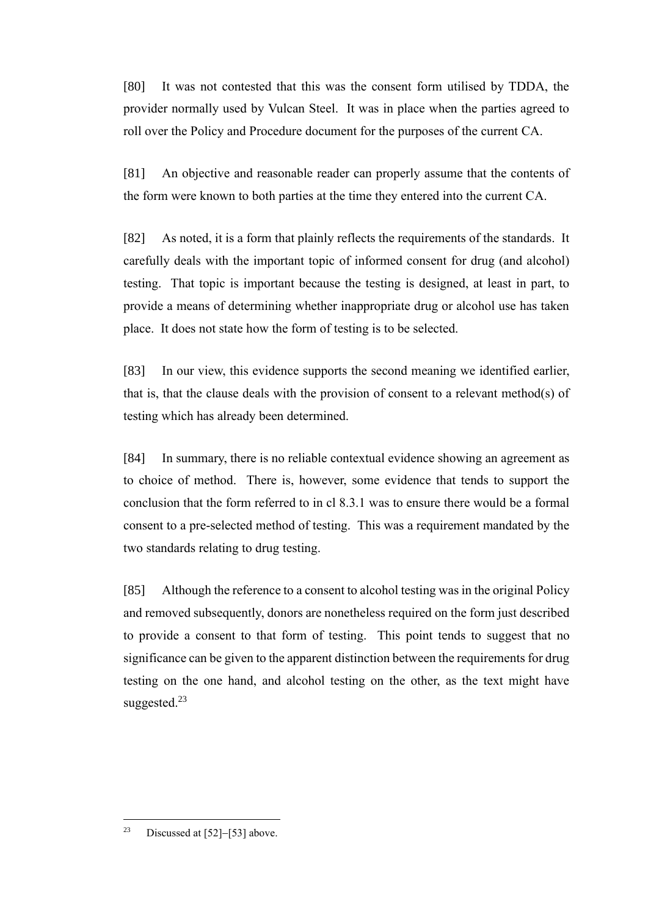[80] It was not contested that this was the consent form utilised by TDDA, the provider normally used by Vulcan Steel. It was in place when the parties agreed to roll over the Policy and Procedure document for the purposes of the current CA.

[81] An objective and reasonable reader can properly assume that the contents of the form were known to both parties at the time they entered into the current CA.

[82] As noted, it is a form that plainly reflects the requirements of the standards. It carefully deals with the important topic of informed consent for drug (and alcohol) testing. That topic is important because the testing is designed, at least in part, to provide a means of determining whether inappropriate drug or alcohol use has taken place. It does not state how the form of testing is to be selected.

[83] In our view, this evidence supports the second meaning we identified earlier, that is, that the clause deals with the provision of consent to a relevant method(s) of testing which has already been determined.

[84] In summary, there is no reliable contextual evidence showing an agreement as to choice of method. There is, however, some evidence that tends to support the conclusion that the form referred to in cl 8.3.1 was to ensure there would be a formal consent to a pre-selected method of testing. This was a requirement mandated by the two standards relating to drug testing.

[85] Although the reference to a consent to alcohol testing was in the original Policy and removed subsequently, donors are nonetheless required on the form just described to provide a consent to that form of testing. This point tends to suggest that no significance can be given to the apparent distinction between the requirements for drug testing on the one hand, and alcohol testing on the other, as the text might have suggested.[23]

[23] Discussed at [52]–[53] above.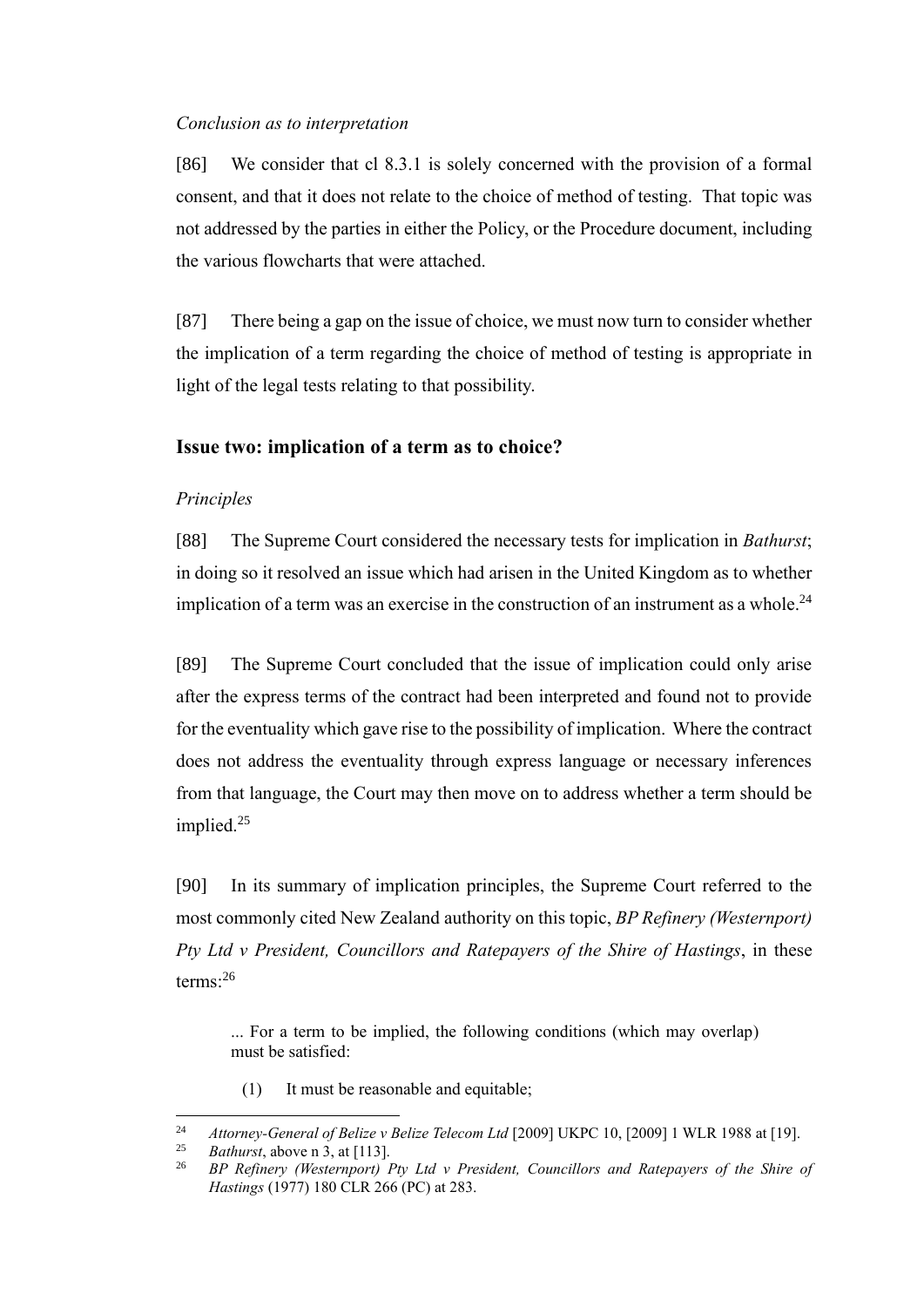*Conclusion as to interpretation*

[86] We consider that cl 8.3.1 is solely concerned with the provision of a formal consent, and that it does not relate to the choice of method of testing. That topic was not addressed by the parties in either the Policy, or the Procedure document, including the various flowcharts that were attached.

[87] There being a gap on the issue of choice, we must now turn to consider whether the implication of a term regarding the choice of method of testing is appropriate in light of the legal tests relating to that possibility.

## Issue two: implication of a term as to choice?

*Principles*

[88] The Supreme Court considered the necessary tests for implication in *Bathurst*; in doing so it resolved an issue which had arisen in the United Kingdom as to whether implication of a term was an exercise in the construction of an instrument as a whole.[24]

[89] The Supreme Court concluded that the issue of implication could only arise after the express terms of the contract had been interpreted and found not to provide for the eventuality which gave rise to the possibility of implication. Where the contract does not address the eventuality through express language or necessary inferences from that language, the Court may then move on to address whether a term should be implied.[25]

[90] In its summary of implication principles, the Supreme Court referred to the most commonly cited New Zealand authority on this topic, *BP Refinery (Westernport) Pty Ltd v President, Councillors and Ratepayers of the Shire of Hastings*, in these terms:[26]

> ... For a term to be implied, the following conditions (which may overlap) must be satisfied:
>
> (1) It must be reasonable and equitable;

---

[24] *Attorney-General of Belize v Belize Telecom Ltd* [2009] UKPC 10, [2009] 1 WLR 1988 at [19].

[25] *Bathurst*, above n 3, at [113].

[26] *BP Refinery (Westernport) Pty Ltd v President, Councillors and Ratepayers of the Shire of Hastings* (1977) 180 CLR 266 (PC) at 283.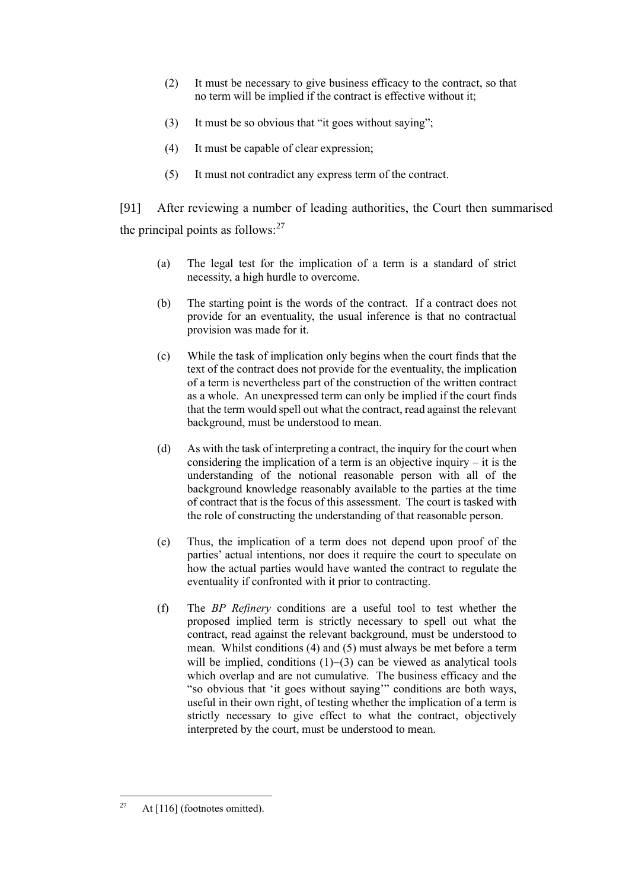(2) It must be necessary to give business efficacy to the contract, so that no term will be implied if the contract is effective without it;

(3) It must be so obvious that "it goes without saying";

(4) It must be capable of clear expression;

(5) It must not contradict any express term of the contract.

[91] After reviewing a number of leading authorities, the Court then summarised the principal points as follows:[27]

> (a) The legal test for the implication of a term is a standard of strict necessity, a high hurdle to overcome.
>
> (b) The starting point is the words of the contract. If a contract does not provide for an eventuality, the usual inference is that no contractual provision was made for it.
>
> (c) While the task of implication only begins when the court finds that the text of the contract does not provide for the eventuality, the implication of a term is nevertheless part of the construction of the written contract as a whole. An unexpressed term can only be implied if the court finds that the term would spell out what the contract, read against the relevant background, must be understood to mean.
>
> (d) As with the task of interpreting a contract, the inquiry for the court when considering the implication of a term is an objective inquiry – it is the understanding of the notional reasonable person with all of the background knowledge reasonably available to the parties at the time of contract that is the focus of this assessment. The court is tasked with the role of constructing the understanding of that reasonable person.
>
> (e) Thus, the implication of a term does not depend upon proof of the parties' actual intentions, nor does it require the court to speculate on how the actual parties would have wanted the contract to regulate the eventuality if confronted with it prior to contracting.
>
> (f) The *BP Refinery* conditions are a useful tool to test whether the proposed implied term is strictly necessary to spell out what the contract, read against the relevant background, must be understood to mean. Whilst conditions (4) and (5) must always be met before a term will be implied, conditions (1)–(3) can be viewed as analytical tools which overlap and are not cumulative. The business efficacy and the "so obvious that 'it goes without saying'" conditions are both ways, useful in their own right, of testing whether the implication of a term is strictly necessary to give effect to what the contract, objectively interpreted by the court, must be understood to mean.

---

[27] At [116] (footnotes omitted).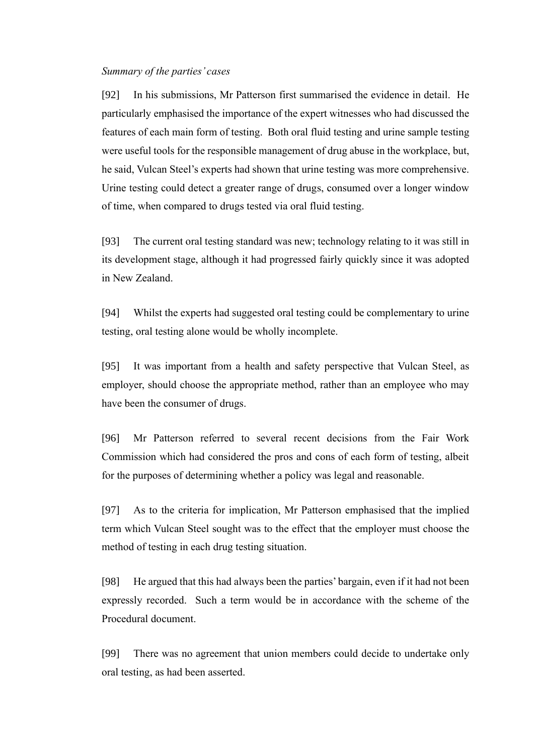*Summary of the parties' cases*

[92] In his submissions, Mr Patterson first summarised the evidence in detail. He particularly emphasised the importance of the expert witnesses who had discussed the features of each main form of testing. Both oral fluid testing and urine sample testing were useful tools for the responsible management of drug abuse in the workplace, but, he said, Vulcan Steel's experts had shown that urine testing was more comprehensive. Urine testing could detect a greater range of drugs, consumed over a longer window of time, when compared to drugs tested via oral fluid testing.

[93] The current oral testing standard was new; technology relating to it was still in its development stage, although it had progressed fairly quickly since it was adopted in New Zealand.

[94] Whilst the experts had suggested oral testing could be complementary to urine testing, oral testing alone would be wholly incomplete.

[95] It was important from a health and safety perspective that Vulcan Steel, as employer, should choose the appropriate method, rather than an employee who may have been the consumer of drugs.

[96] Mr Patterson referred to several recent decisions from the Fair Work Commission which had considered the pros and cons of each form of testing, albeit for the purposes of determining whether a policy was legal and reasonable.

[97] As to the criteria for implication, Mr Patterson emphasised that the implied term which Vulcan Steel sought was to the effect that the employer must choose the method of testing in each drug testing situation.

[98] He argued that this had always been the parties' bargain, even if it had not been expressly recorded. Such a term would be in accordance with the scheme of the Procedural document.

[99] There was no agreement that union members could decide to undertake only oral testing, as had been asserted.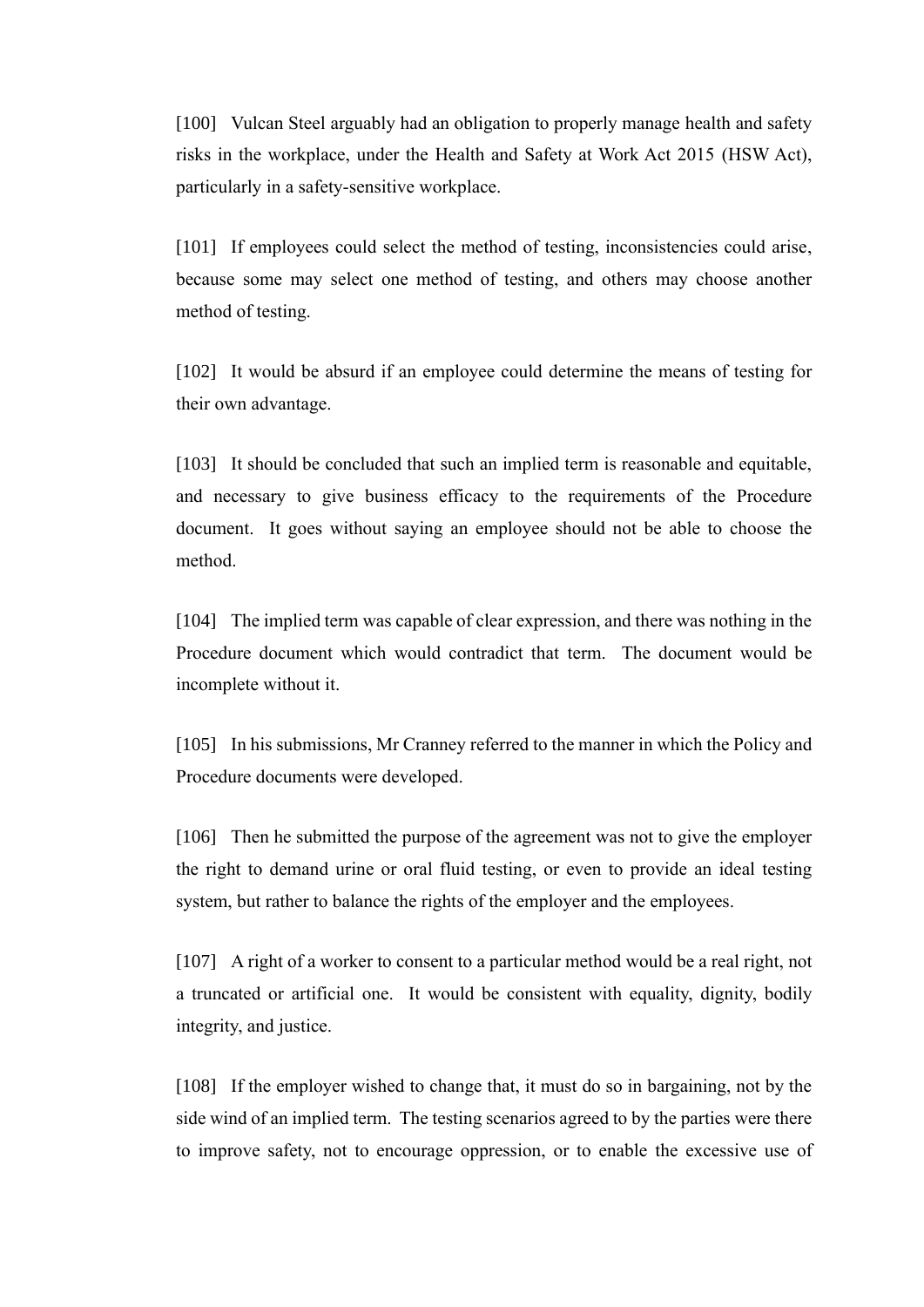[100] Vulcan Steel arguably had an obligation to properly manage health and safety risks in the workplace, under the Health and Safety at Work Act 2015 (HSW Act), particularly in a safety-sensitive workplace.

[101] If employees could select the method of testing, inconsistencies could arise, because some may select one method of testing, and others may choose another method of testing.

[102] It would be absurd if an employee could determine the means of testing for their own advantage.

[103] It should be concluded that such an implied term is reasonable and equitable, and necessary to give business efficacy to the requirements of the Procedure document. It goes without saying an employee should not be able to choose the method.

[104] The implied term was capable of clear expression, and there was nothing in the Procedure document which would contradict that term. The document would be incomplete without it.

[105] In his submissions, Mr Cranney referred to the manner in which the Policy and Procedure documents were developed.

[106] Then he submitted the purpose of the agreement was not to give the employer the right to demand urine or oral fluid testing, or even to provide an ideal testing system, but rather to balance the rights of the employer and the employees.

[107] A right of a worker to consent to a particular method would be a real right, not a truncated or artificial one. It would be consistent with equality, dignity, bodily integrity, and justice.

[108] If the employer wished to change that, it must do so in bargaining, not by the side wind of an implied term. The testing scenarios agreed to by the parties were there to improve safety, not to encourage oppression, or to enable the excessive use of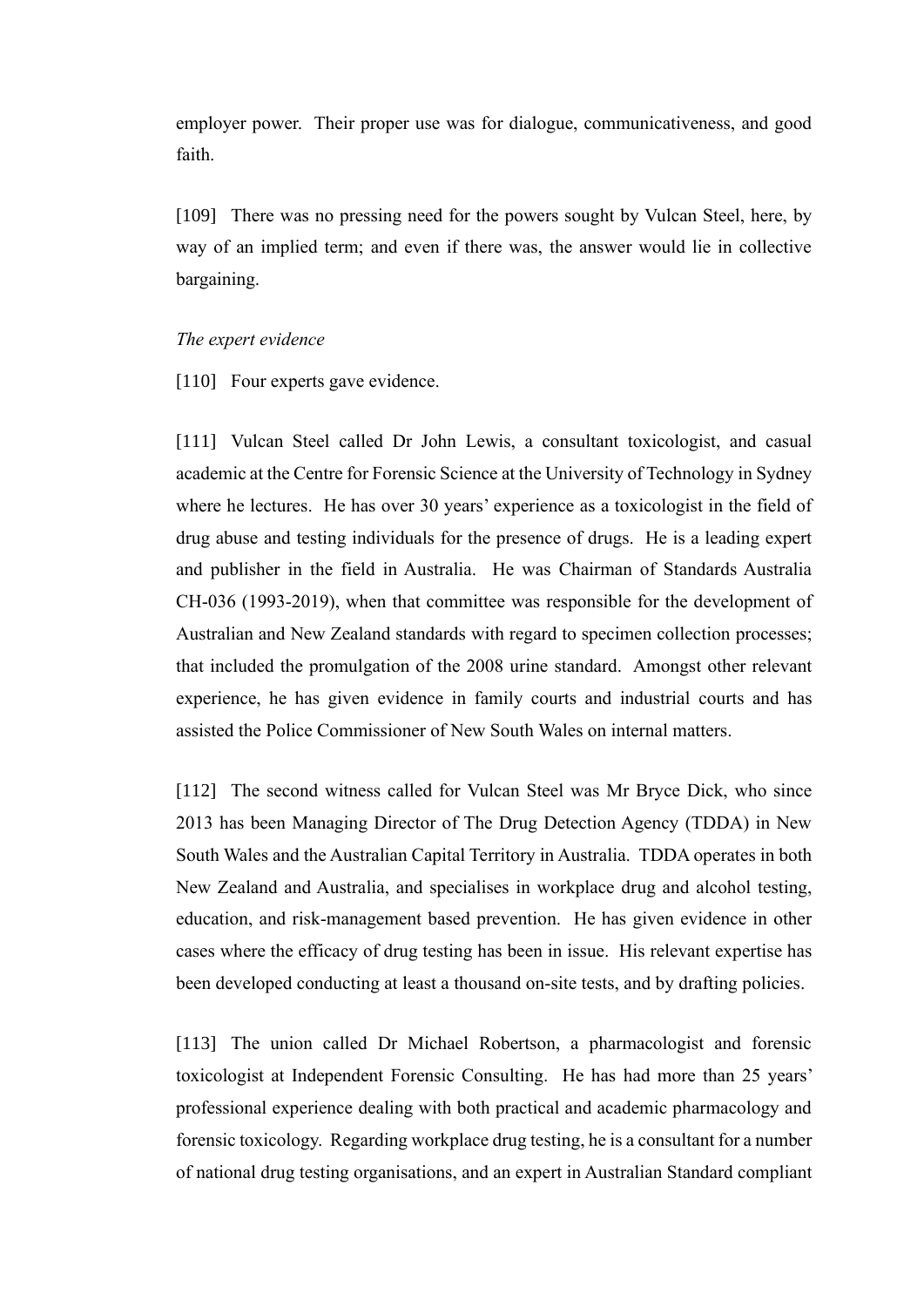employer power. Their proper use was for dialogue, communicativeness, and good faith.

[109] There was no pressing need for the powers sought by Vulcan Steel, here, by way of an implied term; and even if there was, the answer would lie in collective bargaining.

*The expert evidence*

[110] Four experts gave evidence.

[111] Vulcan Steel called Dr John Lewis, a consultant toxicologist, and casual academic at the Centre for Forensic Science at the University of Technology in Sydney where he lectures. He has over 30 years' experience as a toxicologist in the field of drug abuse and testing individuals for the presence of drugs. He is a leading expert and publisher in the field in Australia. He was Chairman of Standards Australia CH-036 (1993-2019), when that committee was responsible for the development of Australian and New Zealand standards with regard to specimen collection processes; that included the promulgation of the 2008 urine standard. Amongst other relevant experience, he has given evidence in family courts and industrial courts and has assisted the Police Commissioner of New South Wales on internal matters.

[112] The second witness called for Vulcan Steel was Mr Bryce Dick, who since 2013 has been Managing Director of The Drug Detection Agency (TDDA) in New South Wales and the Australian Capital Territory in Australia. TDDA operates in both New Zealand and Australia, and specialises in workplace drug and alcohol testing, education, and risk-management based prevention. He has given evidence in other cases where the efficacy of drug testing has been in issue. His relevant expertise has been developed conducting at least a thousand on-site tests, and by drafting policies.

[113] The union called Dr Michael Robertson, a pharmacologist and forensic toxicologist at Independent Forensic Consulting. He has had more than 25 years' professional experience dealing with both practical and academic pharmacology and forensic toxicology. Regarding workplace drug testing, he is a consultant for a number of national drug testing organisations, and an expert in Australian Standard compliant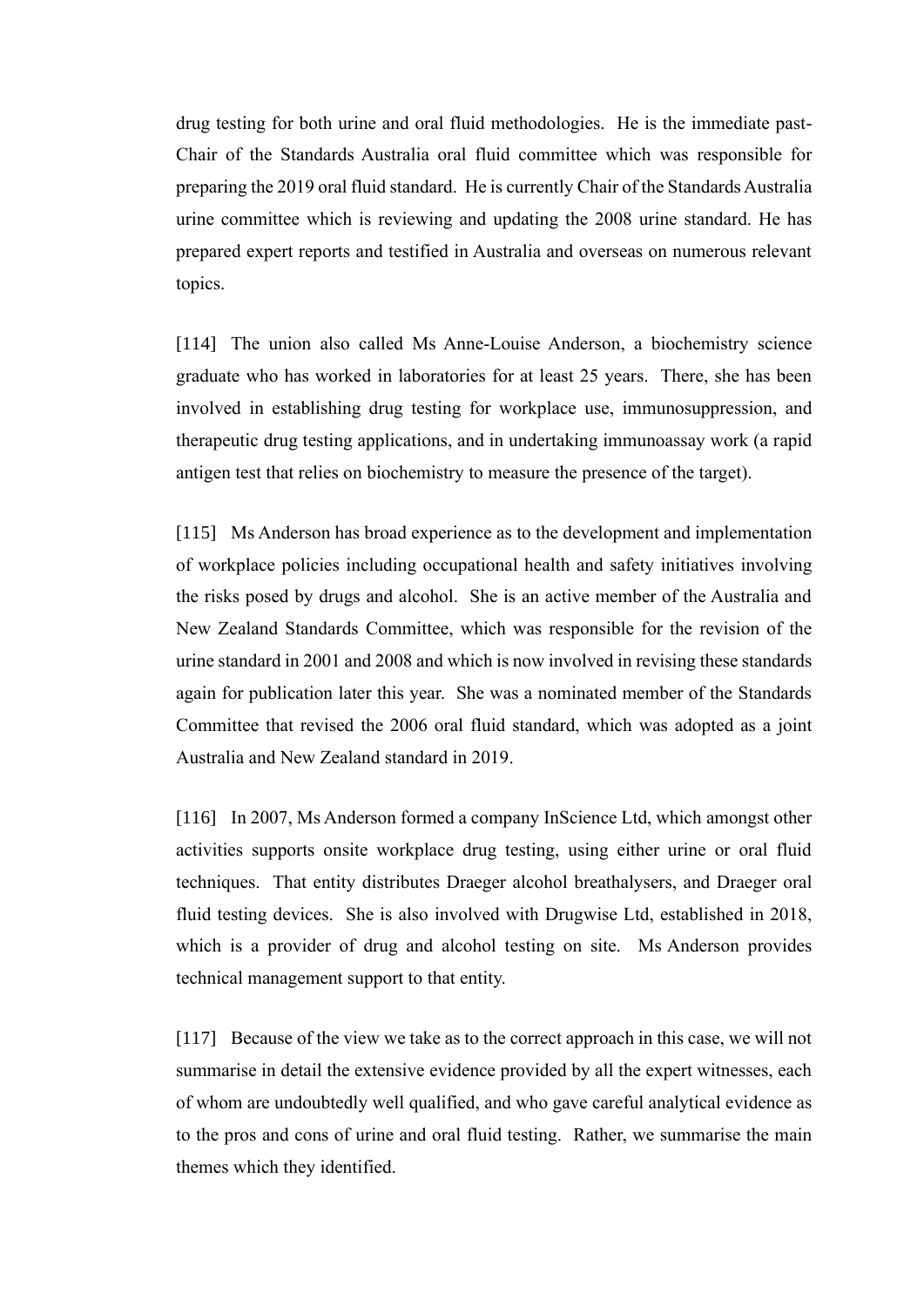drug testing for both urine and oral fluid methodologies. He is the immediate past-Chair of the Standards Australia oral fluid committee which was responsible for preparing the 2019 oral fluid standard. He is currently Chair of the Standards Australia urine committee which is reviewing and updating the 2008 urine standard. He has prepared expert reports and testified in Australia and overseas on numerous relevant topics.

[114] The union also called Ms Anne-Louise Anderson, a biochemistry science graduate who has worked in laboratories for at least 25 years. There, she has been involved in establishing drug testing for workplace use, immunosuppression, and therapeutic drug testing applications, and in undertaking immunoassay work (a rapid antigen test that relies on biochemistry to measure the presence of the target).

[115] Ms Anderson has broad experience as to the development and implementation of workplace policies including occupational health and safety initiatives involving the risks posed by drugs and alcohol. She is an active member of the Australia and New Zealand Standards Committee, which was responsible for the revision of the urine standard in 2001 and 2008 and which is now involved in revising these standards again for publication later this year. She was a nominated member of the Standards Committee that revised the 2006 oral fluid standard, which was adopted as a joint Australia and New Zealand standard in 2019.

[116] In 2007, Ms Anderson formed a company InScience Ltd, which amongst other activities supports onsite workplace drug testing, using either urine or oral fluid techniques. That entity distributes Draeger alcohol breathalysers, and Draeger oral fluid testing devices. She is also involved with Drugwise Ltd, established in 2018, which is a provider of drug and alcohol testing on site. Ms Anderson provides technical management support to that entity.

[117] Because of the view we take as to the correct approach in this case, we will not summarise in detail the extensive evidence provided by all the expert witnesses, each of whom are undoubtedly well qualified, and who gave careful analytical evidence as to the pros and cons of urine and oral fluid testing. Rather, we summarise the main themes which they identified.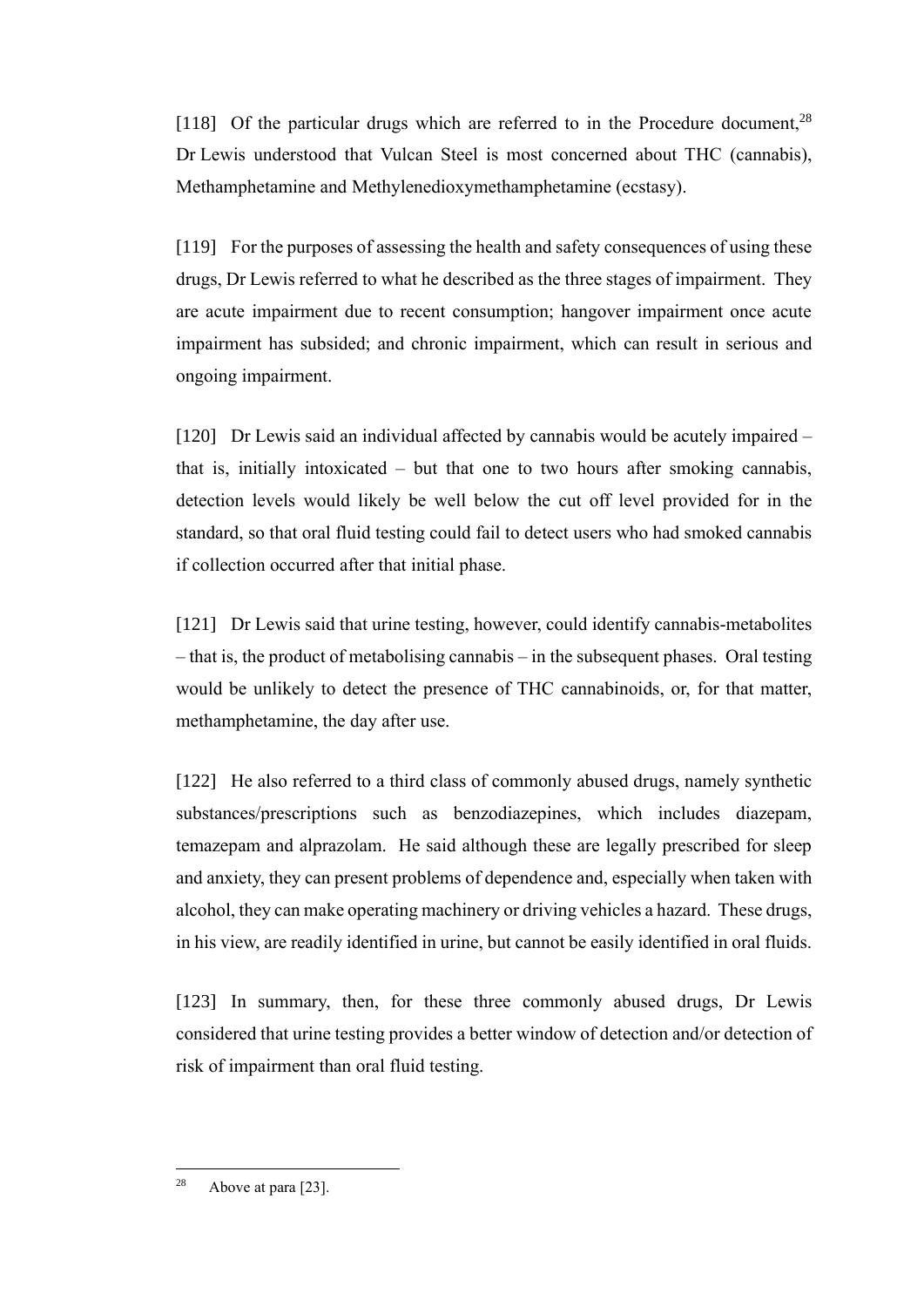[118] Of the particular drugs which are referred to in the Procedure document,[28] Dr Lewis understood that Vulcan Steel is most concerned about THC (cannabis), Methamphetamine and Methylenedioxymethamphetamine (ecstasy).

[119] For the purposes of assessing the health and safety consequences of using these drugs, Dr Lewis referred to what he described as the three stages of impairment. They are acute impairment due to recent consumption; hangover impairment once acute impairment has subsided; and chronic impairment, which can result in serious and ongoing impairment.

[120] Dr Lewis said an individual affected by cannabis would be acutely impaired – that is, initially intoxicated – but that one to two hours after smoking cannabis, detection levels would likely be well below the cut off level provided for in the standard, so that oral fluid testing could fail to detect users who had smoked cannabis if collection occurred after that initial phase.

[121] Dr Lewis said that urine testing, however, could identify cannabis-metabolites – that is, the product of metabolising cannabis – in the subsequent phases. Oral testing would be unlikely to detect the presence of THC cannabinoids, or, for that matter, methamphetamine, the day after use.

[122] He also referred to a third class of commonly abused drugs, namely synthetic substances/prescriptions such as benzodiazepines, which includes diazepam, temazepam and alprazolam. He said although these are legally prescribed for sleep and anxiety, they can present problems of dependence and, especially when taken with alcohol, they can make operating machinery or driving vehicles a hazard. These drugs, in his view, are readily identified in urine, but cannot be easily identified in oral fluids.

[123] In summary, then, for these three commonly abused drugs, Dr Lewis considered that urine testing provides a better window of detection and/or detection of risk of impairment than oral fluid testing.

---

[28] Above at para [23].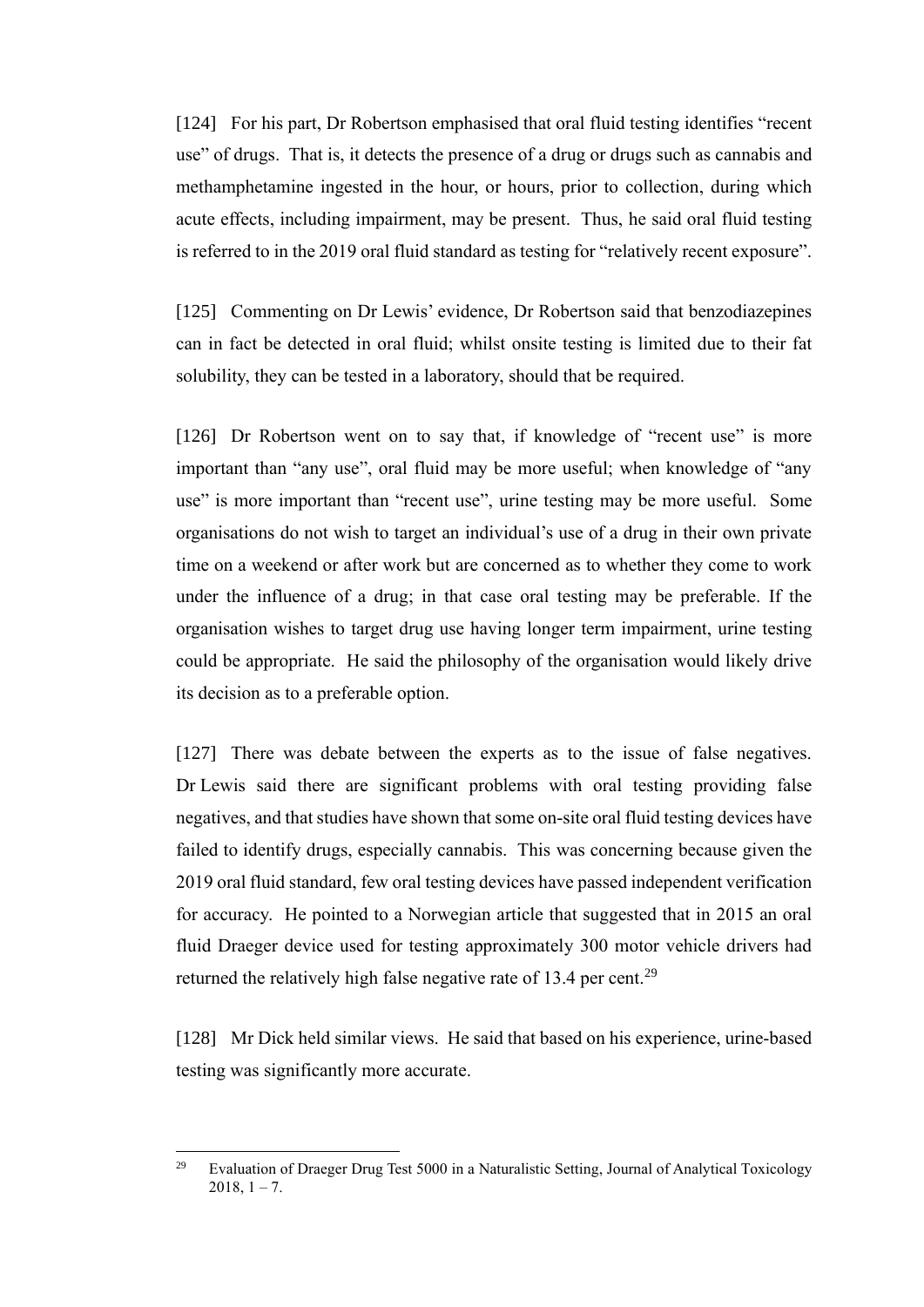[124] For his part, Dr Robertson emphasised that oral fluid testing identifies "recent use" of drugs. That is, it detects the presence of a drug or drugs such as cannabis and methamphetamine ingested in the hour, or hours, prior to collection, during which acute effects, including impairment, may be present. Thus, he said oral fluid testing is referred to in the 2019 oral fluid standard as testing for "relatively recent exposure".

[125] Commenting on Dr Lewis' evidence, Dr Robertson said that benzodiazepines can in fact be detected in oral fluid; whilst onsite testing is limited due to their fat solubility, they can be tested in a laboratory, should that be required.

[126] Dr Robertson went on to say that, if knowledge of "recent use" is more important than "any use", oral fluid may be more useful; when knowledge of "any use" is more important than "recent use", urine testing may be more useful. Some organisations do not wish to target an individual's use of a drug in their own private time on a weekend or after work but are concerned as to whether they come to work under the influence of a drug; in that case oral testing may be preferable. If the organisation wishes to target drug use having longer term impairment, urine testing could be appropriate. He said the philosophy of the organisation would likely drive its decision as to a preferable option.

[127] There was debate between the experts as to the issue of false negatives. Dr Lewis said there are significant problems with oral testing providing false negatives, and that studies have shown that some on-site oral fluid testing devices have failed to identify drugs, especially cannabis. This was concerning because given the 2019 oral fluid standard, few oral testing devices have passed independent verification for accuracy. He pointed to a Norwegian article that suggested that in 2015 an oral fluid Draeger device used for testing approximately 300 motor vehicle drivers had returned the relatively high false negative rate of 13.4 per cent.[29]

[128] Mr Dick held similar views. He said that based on his experience, urine-based testing was significantly more accurate.

---

[29] Evaluation of Draeger Drug Test 5000 in a Naturalistic Setting, Journal of Analytical Toxicology 2018, 1 – 7.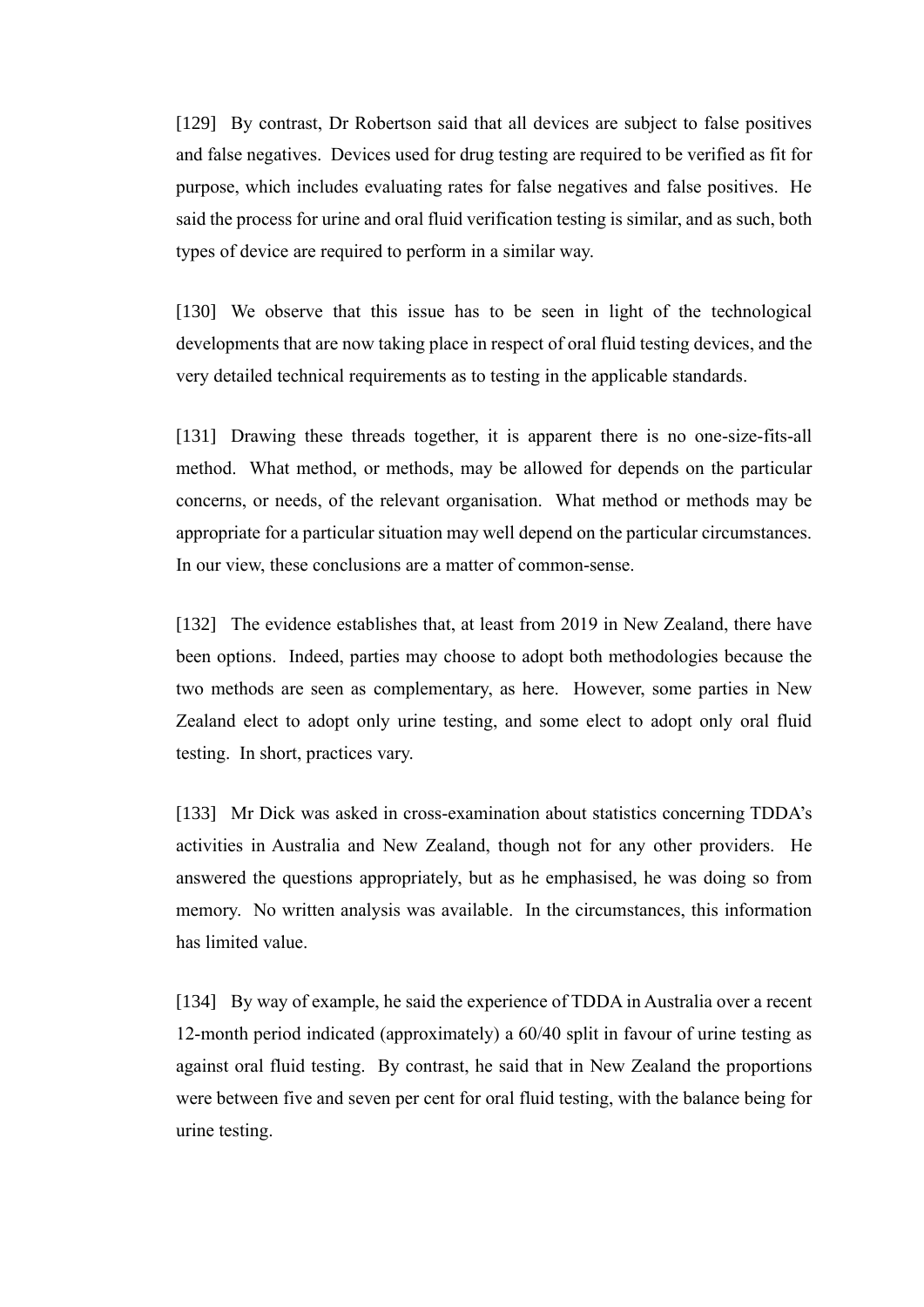[129] By contrast, Dr Robertson said that all devices are subject to false positives and false negatives. Devices used for drug testing are required to be verified as fit for purpose, which includes evaluating rates for false negatives and false positives. He said the process for urine and oral fluid verification testing is similar, and as such, both types of device are required to perform in a similar way.

[130] We observe that this issue has to be seen in light of the technological developments that are now taking place in respect of oral fluid testing devices, and the very detailed technical requirements as to testing in the applicable standards.

[131] Drawing these threads together, it is apparent there is no one-size-fits-all method. What method, or methods, may be allowed for depends on the particular concerns, or needs, of the relevant organisation. What method or methods may be appropriate for a particular situation may well depend on the particular circumstances. In our view, these conclusions are a matter of common-sense.

[132] The evidence establishes that, at least from 2019 in New Zealand, there have been options. Indeed, parties may choose to adopt both methodologies because the two methods are seen as complementary, as here. However, some parties in New Zealand elect to adopt only urine testing, and some elect to adopt only oral fluid testing. In short, practices vary.

[133] Mr Dick was asked in cross-examination about statistics concerning TDDA's activities in Australia and New Zealand, though not for any other providers. He answered the questions appropriately, but as he emphasised, he was doing so from memory. No written analysis was available. In the circumstances, this information has limited value.

[134] By way of example, he said the experience of TDDA in Australia over a recent 12-month period indicated (approximately) a 60/40 split in favour of urine testing as against oral fluid testing. By contrast, he said that in New Zealand the proportions were between five and seven per cent for oral fluid testing, with the balance being for urine testing.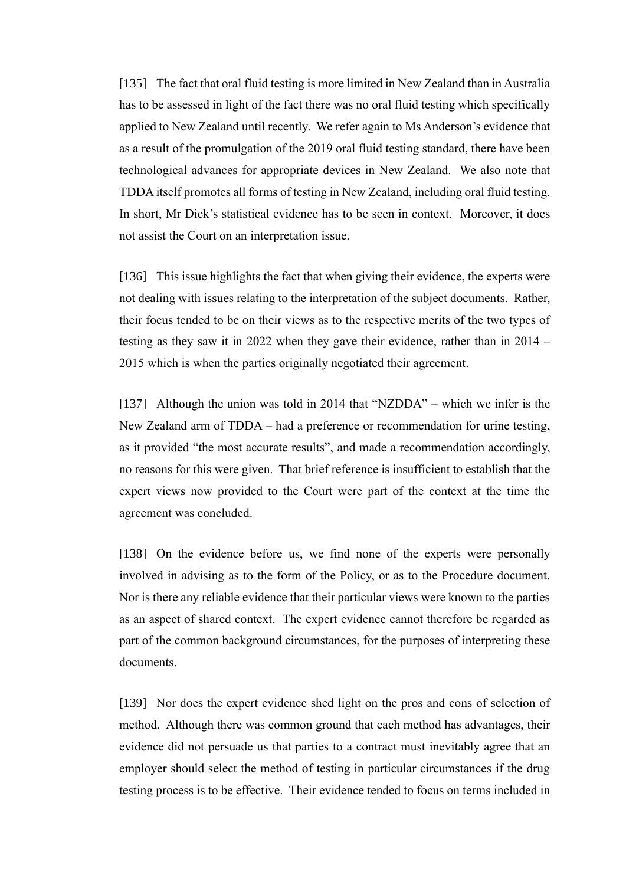[135] The fact that oral fluid testing is more limited in New Zealand than in Australia has to be assessed in light of the fact there was no oral fluid testing which specifically applied to New Zealand until recently. We refer again to Ms Anderson's evidence that as a result of the promulgation of the 2019 oral fluid testing standard, there have been technological advances for appropriate devices in New Zealand. We also note that TDDA itself promotes all forms of testing in New Zealand, including oral fluid testing. In short, Mr Dick's statistical evidence has to be seen in context. Moreover, it does not assist the Court on an interpretation issue.

[136] This issue highlights the fact that when giving their evidence, the experts were not dealing with issues relating to the interpretation of the subject documents. Rather, their focus tended to be on their views as to the respective merits of the two types of testing as they saw it in 2022 when they gave their evidence, rather than in 2014 – 2015 which is when the parties originally negotiated their agreement.

[137] Although the union was told in 2014 that "NZDDA" – which we infer is the New Zealand arm of TDDA – had a preference or recommendation for urine testing, as it provided "the most accurate results", and made a recommendation accordingly, no reasons for this were given. That brief reference is insufficient to establish that the expert views now provided to the Court were part of the context at the time the agreement was concluded.

[138] On the evidence before us, we find none of the experts were personally involved in advising as to the form of the Policy, or as to the Procedure document. Nor is there any reliable evidence that their particular views were known to the parties as an aspect of shared context. The expert evidence cannot therefore be regarded as part of the common background circumstances, for the purposes of interpreting these documents.

[139] Nor does the expert evidence shed light on the pros and cons of selection of method. Although there was common ground that each method has advantages, their evidence did not persuade us that parties to a contract must inevitably agree that an employer should select the method of testing in particular circumstances if the drug testing process is to be effective. Their evidence tended to focus on terms included in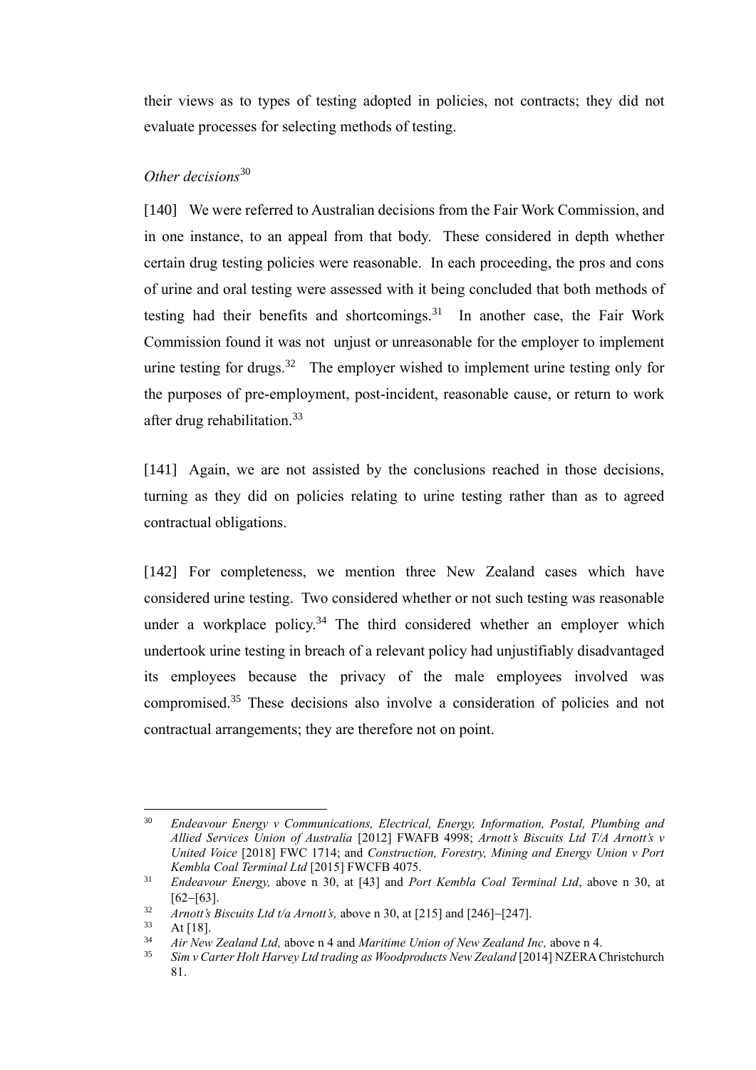their views as to types of testing adopted in policies, not contracts; they did not evaluate processes for selecting methods of testing.

*Other decisions*[30]

[140] We were referred to Australian decisions from the Fair Work Commission, and in one instance, to an appeal from that body. These considered in depth whether certain drug testing policies were reasonable. In each proceeding, the pros and cons of urine and oral testing were assessed with it being concluded that both methods of testing had their benefits and shortcomings.[31] In another case, the Fair Work Commission found it was not unjust or unreasonable for the employer to implement urine testing for drugs.[32] The employer wished to implement urine testing only for the purposes of pre-employment, post-incident, reasonable cause, or return to work after drug rehabilitation.[33]

[141] Again, we are not assisted by the conclusions reached in those decisions, turning as they did on policies relating to urine testing rather than as to agreed contractual obligations.

[142] For completeness, we mention three New Zealand cases which have considered urine testing. Two considered whether or not such testing was reasonable under a workplace policy.[34] The third considered whether an employer which undertook urine testing in breach of a relevant policy had unjustifiably disadvantaged its employees because the privacy of the male employees involved was compromised.[35] These decisions also involve a consideration of policies and not contractual arrangements; they are therefore not on point.

---

[30] *Endeavour Energy v Communications, Electrical, Energy, Information, Postal, Plumbing and Allied Services Union of Australia* [2012] FWAFB 4998; *Arnott's Biscuits Ltd T/A Arnott's v United Voice* [2018] FWC 1714; and *Construction, Forestry, Mining and Energy Union v Port Kembla Coal Terminal Ltd* [2015] FWCFB 4075.

[31] *Endeavour Energy,* above n 30, at [43] and *Port Kembla Coal Terminal Ltd*, above n 30, at [62]–[63].

[32] *Arnott's Biscuits Ltd t/a Arnott's,* above n 30, at [215] and [246]–[247].

[33] At [18].

[34] *Air New Zealand Ltd,* above n 4 and *Maritime Union of New Zealand Inc,* above n 4.

[35] *Sim v Carter Holt Harvey Ltd trading as Woodproducts New Zealand* [2014] NZERA Christchurch 81.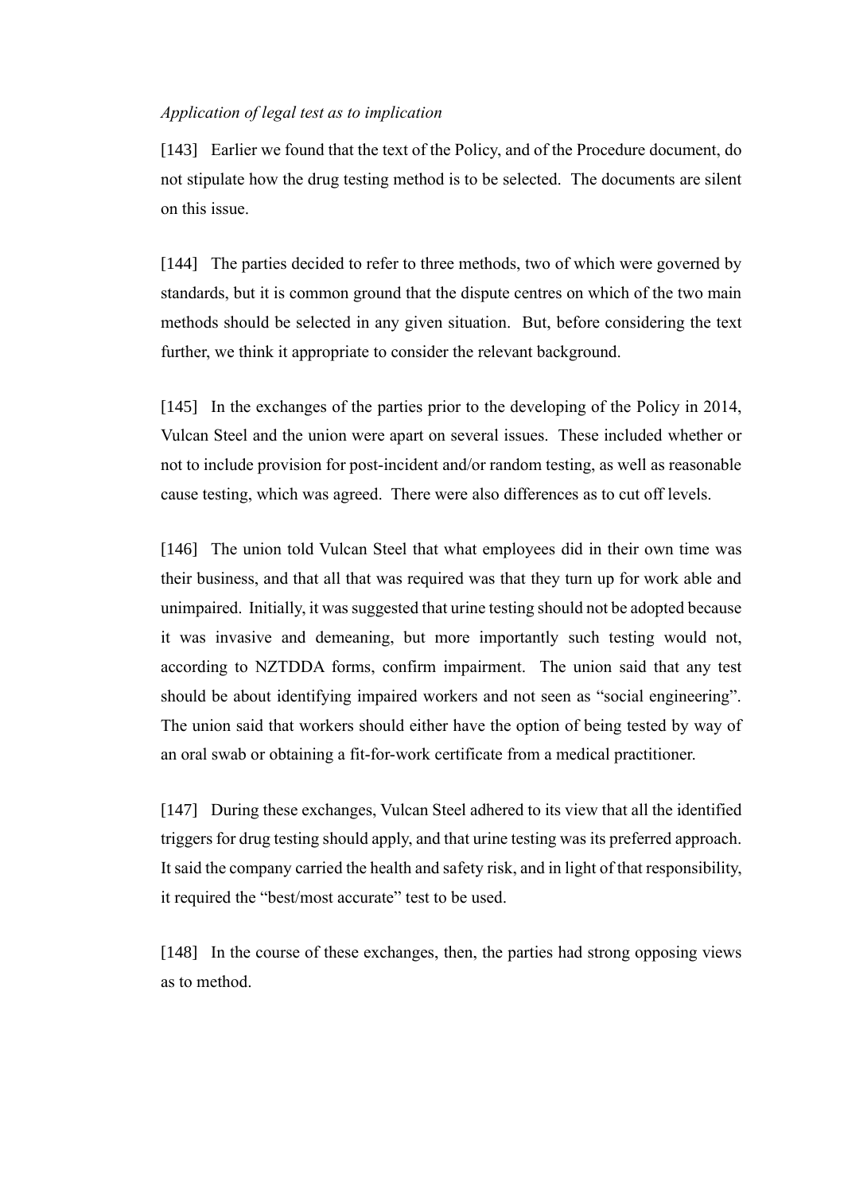*Application of legal test as to implication*

[143] Earlier we found that the text of the Policy, and of the Procedure document, do not stipulate how the drug testing method is to be selected. The documents are silent on this issue.

[144] The parties decided to refer to three methods, two of which were governed by standards, but it is common ground that the dispute centres on which of the two main methods should be selected in any given situation. But, before considering the text further, we think it appropriate to consider the relevant background.

[145] In the exchanges of the parties prior to the developing of the Policy in 2014, Vulcan Steel and the union were apart on several issues. These included whether or not to include provision for post-incident and/or random testing, as well as reasonable cause testing, which was agreed. There were also differences as to cut off levels.

[146] The union told Vulcan Steel that what employees did in their own time was their business, and that all that was required was that they turn up for work able and unimpaired. Initially, it was suggested that urine testing should not be adopted because it was invasive and demeaning, but more importantly such testing would not, according to NZTDDA forms, confirm impairment. The union said that any test should be about identifying impaired workers and not seen as "social engineering". The union said that workers should either have the option of being tested by way of an oral swab or obtaining a fit-for-work certificate from a medical practitioner.

[147] During these exchanges, Vulcan Steel adhered to its view that all the identified triggers for drug testing should apply, and that urine testing was its preferred approach. It said the company carried the health and safety risk, and in light of that responsibility, it required the "best/most accurate" test to be used.

[148] In the course of these exchanges, then, the parties had strong opposing views as to method.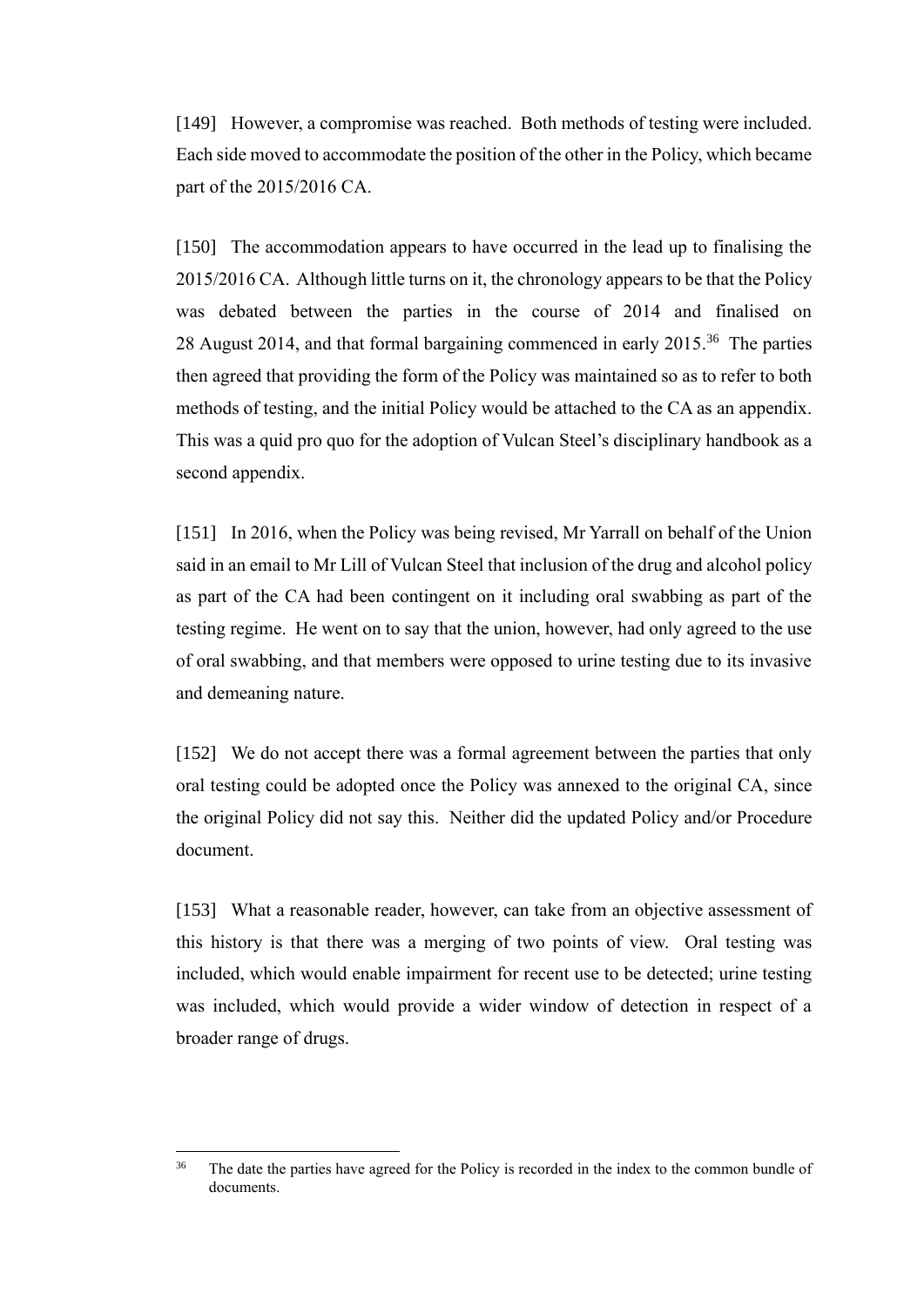[149] However, a compromise was reached. Both methods of testing were included. Each side moved to accommodate the position of the other in the Policy, which became part of the 2015/2016 CA.

[150] The accommodation appears to have occurred in the lead up to finalising the 2015/2016 CA. Although little turns on it, the chronology appears to be that the Policy was debated between the parties in the course of 2014 and finalised on 28 August 2014, and that formal bargaining commenced in early 2015.[36] The parties then agreed that providing the form of the Policy was maintained so as to refer to both methods of testing, and the initial Policy would be attached to the CA as an appendix. This was a quid pro quo for the adoption of Vulcan Steel's disciplinary handbook as a second appendix.

[151] In 2016, when the Policy was being revised, Mr Yarrall on behalf of the Union said in an email to Mr Lill of Vulcan Steel that inclusion of the drug and alcohol policy as part of the CA had been contingent on it including oral swabbing as part of the testing regime. He went on to say that the union, however, had only agreed to the use of oral swabbing, and that members were opposed to urine testing due to its invasive and demeaning nature.

[152] We do not accept there was a formal agreement between the parties that only oral testing could be adopted once the Policy was annexed to the original CA, since the original Policy did not say this. Neither did the updated Policy and/or Procedure document.

[153] What a reasonable reader, however, can take from an objective assessment of this history is that there was a merging of two points of view. Oral testing was included, which would enable impairment for recent use to be detected; urine testing was included, which would provide a wider window of detection in respect of a broader range of drugs.

---

[36] The date the parties have agreed for the Policy is recorded in the index to the common bundle of documents.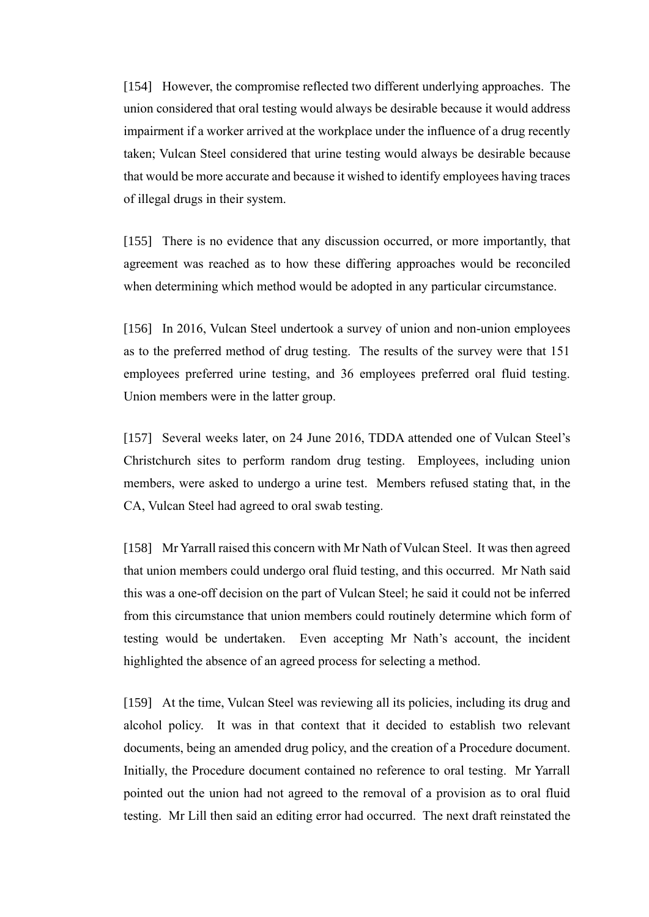[154] However, the compromise reflected two different underlying approaches. The union considered that oral testing would always be desirable because it would address impairment if a worker arrived at the workplace under the influence of a drug recently taken; Vulcan Steel considered that urine testing would always be desirable because that would be more accurate and because it wished to identify employees having traces of illegal drugs in their system.

[155] There is no evidence that any discussion occurred, or more importantly, that agreement was reached as to how these differing approaches would be reconciled when determining which method would be adopted in any particular circumstance.

[156] In 2016, Vulcan Steel undertook a survey of union and non-union employees as to the preferred method of drug testing. The results of the survey were that 151 employees preferred urine testing, and 36 employees preferred oral fluid testing. Union members were in the latter group.

[157] Several weeks later, on 24 June 2016, TDDA attended one of Vulcan Steel's Christchurch sites to perform random drug testing. Employees, including union members, were asked to undergo a urine test. Members refused stating that, in the CA, Vulcan Steel had agreed to oral swab testing.

[158] Mr Yarrall raised this concern with Mr Nath of Vulcan Steel. It was then agreed that union members could undergo oral fluid testing, and this occurred. Mr Nath said this was a one-off decision on the part of Vulcan Steel; he said it could not be inferred from this circumstance that union members could routinely determine which form of testing would be undertaken. Even accepting Mr Nath's account, the incident highlighted the absence of an agreed process for selecting a method.

[159] At the time, Vulcan Steel was reviewing all its policies, including its drug and alcohol policy. It was in that context that it decided to establish two relevant documents, being an amended drug policy, and the creation of a Procedure document. Initially, the Procedure document contained no reference to oral testing. Mr Yarrall pointed out the union had not agreed to the removal of a provision as to oral fluid testing. Mr Lill then said an editing error had occurred. The next draft reinstated the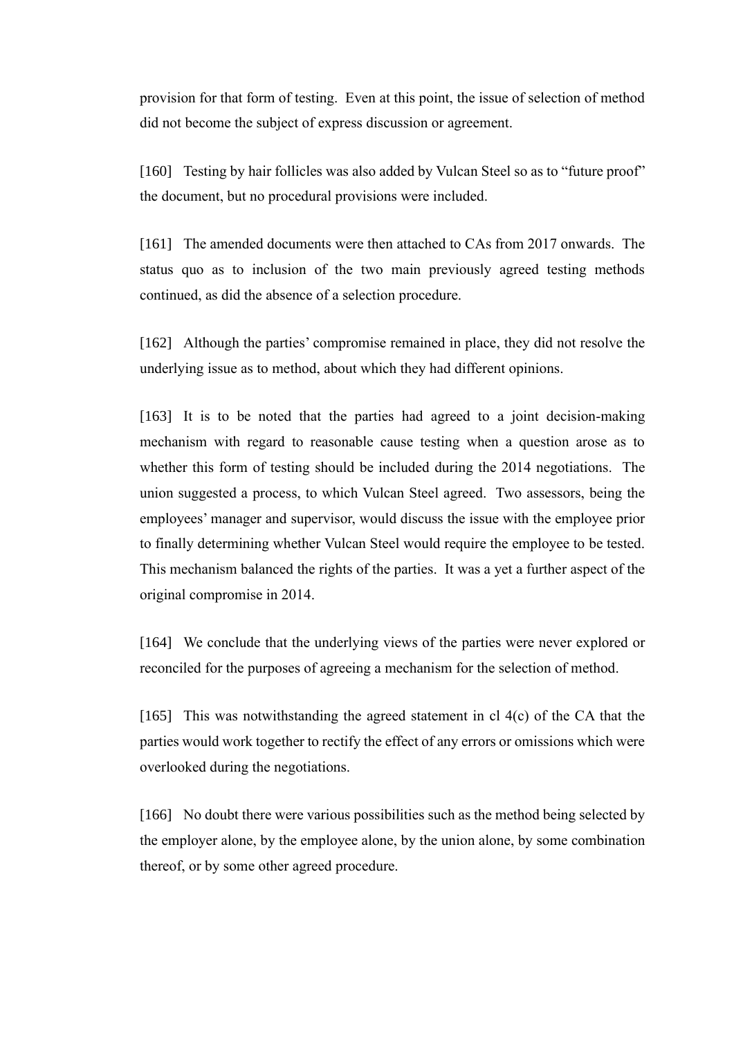provision for that form of testing. Even at this point, the issue of selection of method did not become the subject of express discussion or agreement.

[160] Testing by hair follicles was also added by Vulcan Steel so as to "future proof" the document, but no procedural provisions were included.

[161] The amended documents were then attached to CAs from 2017 onwards. The status quo as to inclusion of the two main previously agreed testing methods continued, as did the absence of a selection procedure.

[162] Although the parties' compromise remained in place, they did not resolve the underlying issue as to method, about which they had different opinions.

[163] It is to be noted that the parties had agreed to a joint decision-making mechanism with regard to reasonable cause testing when a question arose as to whether this form of testing should be included during the 2014 negotiations. The union suggested a process, to which Vulcan Steel agreed. Two assessors, being the employees' manager and supervisor, would discuss the issue with the employee prior to finally determining whether Vulcan Steel would require the employee to be tested. This mechanism balanced the rights of the parties. It was a yet a further aspect of the original compromise in 2014.

[164] We conclude that the underlying views of the parties were never explored or reconciled for the purposes of agreeing a mechanism for the selection of method.

[165] This was notwithstanding the agreed statement in cl 4(c) of the CA that the parties would work together to rectify the effect of any errors or omissions which were overlooked during the negotiations.

[166] No doubt there were various possibilities such as the method being selected by the employer alone, by the employee alone, by the union alone, by some combination thereof, or by some other agreed procedure.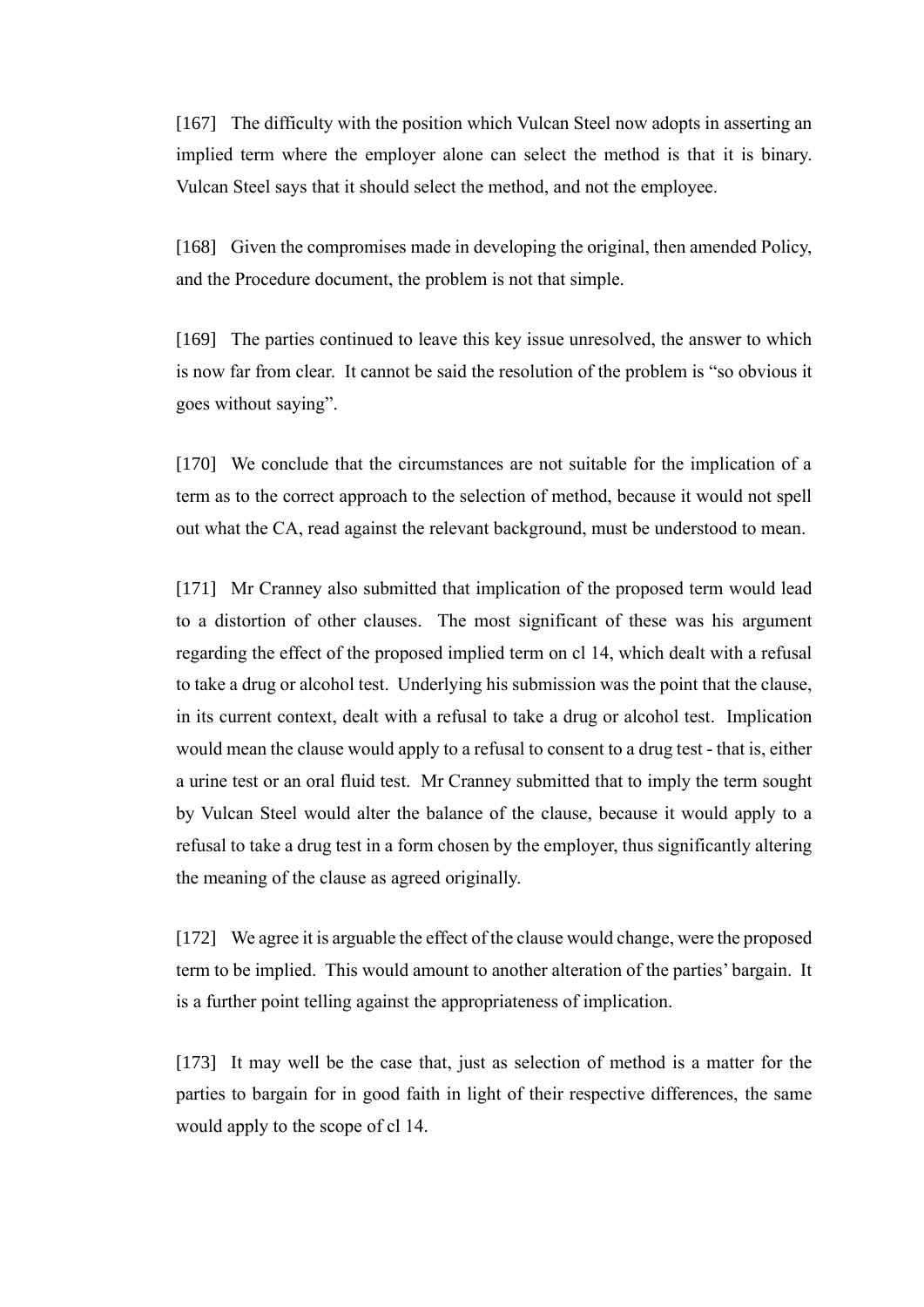[167] The difficulty with the position which Vulcan Steel now adopts in asserting an implied term where the employer alone can select the method is that it is binary. Vulcan Steel says that it should select the method, and not the employee.

[168] Given the compromises made in developing the original, then amended Policy, and the Procedure document, the problem is not that simple.

[169] The parties continued to leave this key issue unresolved, the answer to which is now far from clear. It cannot be said the resolution of the problem is "so obvious it goes without saying".

[170] We conclude that the circumstances are not suitable for the implication of a term as to the correct approach to the selection of method, because it would not spell out what the CA, read against the relevant background, must be understood to mean.

[171] Mr Cranney also submitted that implication of the proposed term would lead to a distortion of other clauses. The most significant of these was his argument regarding the effect of the proposed implied term on cl 14, which dealt with a refusal to take a drug or alcohol test. Underlying his submission was the point that the clause, in its current context, dealt with a refusal to take a drug or alcohol test. Implication would mean the clause would apply to a refusal to consent to a drug test - that is, either a urine test or an oral fluid test. Mr Cranney submitted that to imply the term sought by Vulcan Steel would alter the balance of the clause, because it would apply to a refusal to take a drug test in a form chosen by the employer, thus significantly altering the meaning of the clause as agreed originally.

[172] We agree it is arguable the effect of the clause would change, were the proposed term to be implied. This would amount to another alteration of the parties' bargain. It is a further point telling against the appropriateness of implication.

[173] It may well be the case that, just as selection of method is a matter for the parties to bargain for in good faith in light of their respective differences, the same would apply to the scope of cl 14.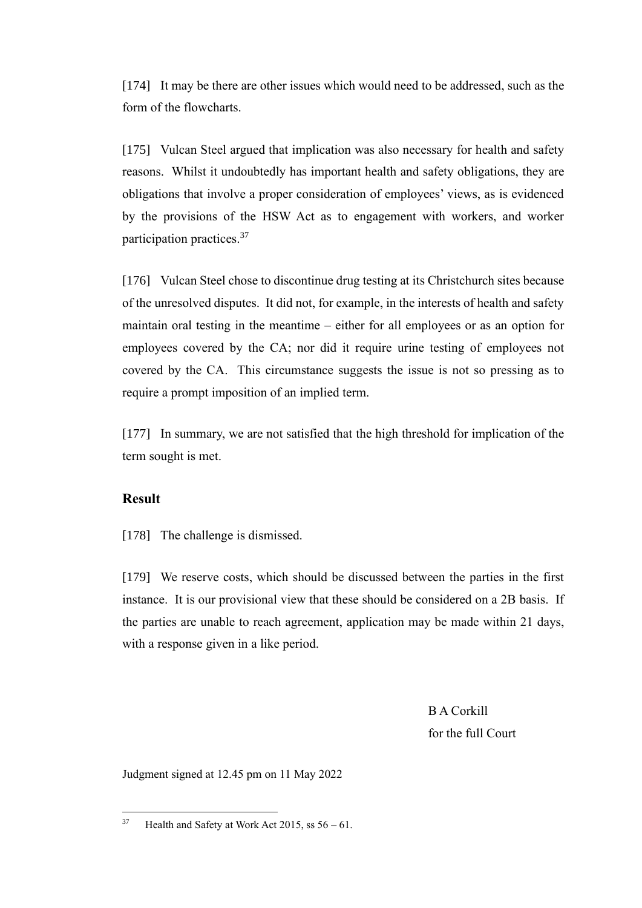[174] It may be there are other issues which would need to be addressed, such as the form of the flowcharts.

[175] Vulcan Steel argued that implication was also necessary for health and safety reasons. Whilst it undoubtedly has important health and safety obligations, they are obligations that involve a proper consideration of employees' views, as is evidenced by the provisions of the HSW Act as to engagement with workers, and worker participation practices.[37]

[176] Vulcan Steel chose to discontinue drug testing at its Christchurch sites because of the unresolved disputes. It did not, for example, in the interests of health and safety maintain oral testing in the meantime – either for all employees or as an option for employees covered by the CA; nor did it require urine testing of employees not covered by the CA. This circumstance suggests the issue is not so pressing as to require a prompt imposition of an implied term.

[177] In summary, we are not satisfied that the high threshold for implication of the term sought is met.

## Result

[178] The challenge is dismissed.

[179] We reserve costs, which should be discussed between the parties in the first instance. It is our provisional view that these should be considered on a 2B basis. If the parties are unable to reach agreement, application may be made within 21 days, with a response given in a like period.

B A Corkill
for the full Court

Judgment signed at 12.45 pm on 11 May 2022

[37] Health and Safety at Work Act 2015, ss 56 – 61.